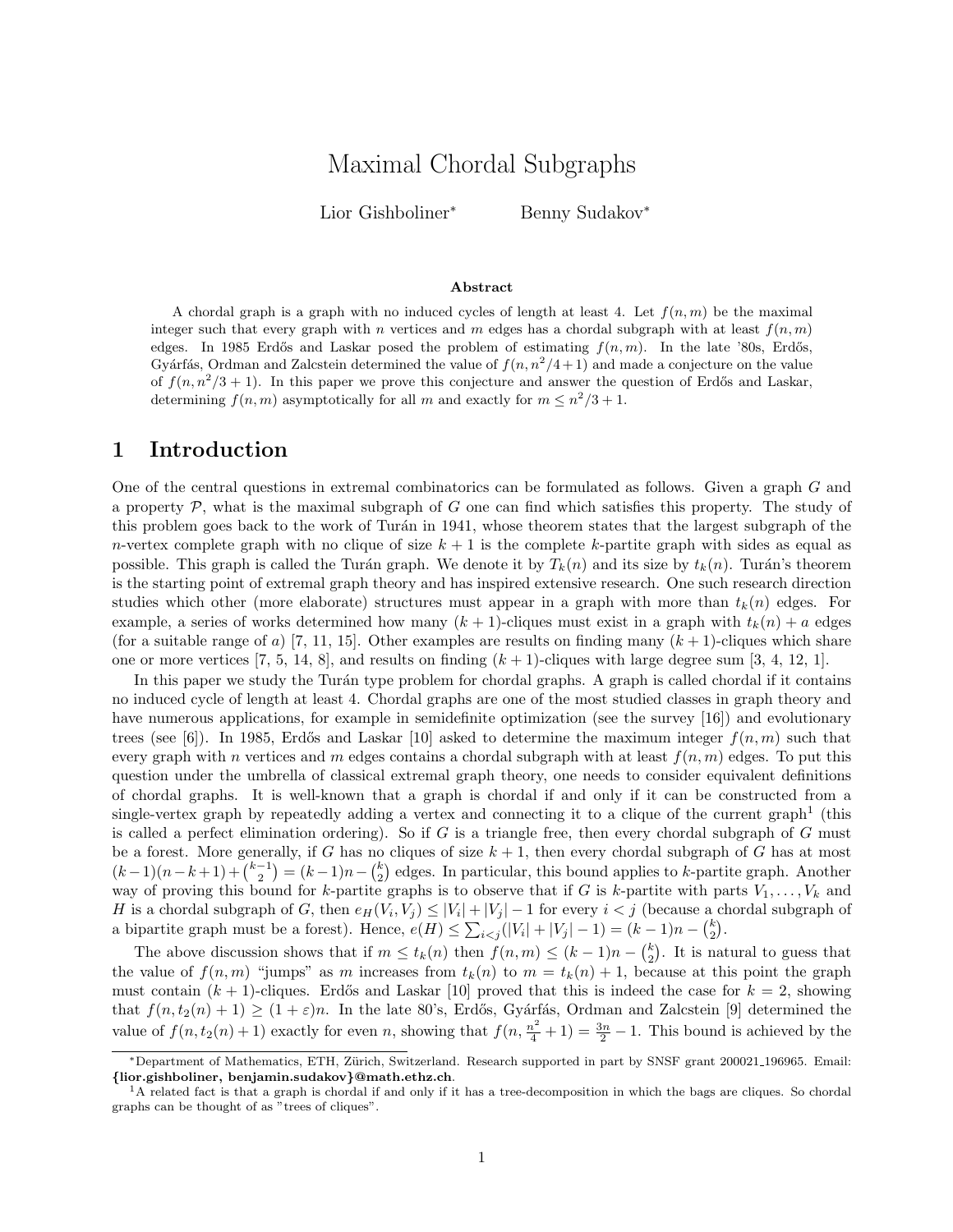# Maximal Chordal Subgraphs

Lior Gishboliner* Benny Sudakov*

### Abstract

A chordal graph is a graph with no induced cycles of length at least 4. Let $f(n,m)$ be the maximal integer such that every graph with $n$ vertices and $m$ edges has a chordal subgraph with at least $f(n,m)$ edges. In 1985 Erdős and Laskar posed the problem of estimating $f(n,m)$. In the late '80s, Erdős, Gyárfás, Ordman and Zalcstein determined the value of $f(n,n^2/4+1)$ and made a conjecture on the value of $f(n,n^2/3+1)$. In this paper we prove this conjecture and answer the question of Erdős and Laskar, determining $f(n,m)$ asymptotically for all $m$ and exactly for $m \leq n^2/3+1$.

## 1 Introduction

One of the central questions in extremal combinatorics can be formulated as follows. Given a graph $G$ and a property $\mathcal{P}$, what is the maximal subgraph of $G$ one can find which satisfies this property. The study of this problem goes back to the work of Turán in 1941, whose theorem states that the largest subgraph of the $n$-vertex complete graph with no clique of size $k+1$ is the complete $k$-partite graph with sides as equal as possible. This graph is called the Turán graph. We denote it by $T_k(n)$ and its size by $t_k(n)$. Turán's theorem is the starting point of extremal graph theory and has inspired extensive research. One such research direction studies which other (more elaborate) structures must appear in a graph with more than $t_k(n)$ edges. For example, a series of works determined how many $(k+1)$-cliques must exist in a graph with $t_k(n)+a$ edges (for a suitable range of $a$) [7, 11, 15]. Other examples are results on finding many $(k+1)$-cliques which share one or more vertices [7, 5, 14, 8], and results on finding $(k+1)$-cliques with large degree sum [3, 4, 12, 1].

In this paper we study the Turán type problem for chordal graphs. A graph is called chordal if it contains no induced cycle of length at least 4. Chordal graphs are one of the most studied classes in graph theory and have numerous applications, for example in semidefinite optimization (see the survey [16]) and evolutionary trees (see [6]). In 1985, Erdős and Laskar [10] asked to determine the maximum integer $f(n,m)$ such that every graph with $n$ vertices and $m$ edges contains a chordal subgraph with at least $f(n,m)$ edges. To put this question under the umbrella of classical extremal graph theory, one needs to consider equivalent definitions of chordal graphs. It is well-known that a graph is chordal if and only if it can be constructed from a single-vertex graph by repeatedly adding a vertex and connecting it to a clique of the current graph[1] (this is called a perfect elimination ordering). So if $G$ is a triangle free, then every chordal subgraph of $G$ must be a forest. More generally, if $G$ has no cliques of size $k+1$, then every chordal subgraph of $G$ has at most $(k-1)(n-k+1)+\binom{k-1}{2}=(k-1)n-\binom{k}{2}$ edges. In particular, this bound applies to $k$-partite graph. Another way of proving this bound for $k$-partite graphs is to observe that if $G$ is $k$-partite with parts $V_1,\dots,V_k$ and $H$ is a chordal subgraph of $G$, then $e_H(V_i,V_j) \leq |V_i|+|V_j|-1$ for every $i<j$ (because a chordal subgraph of a bipartite graph must be a forest). Hence, $e(H) \leq \sum_{i<j}(|V_i|+|V_j|-1)=(k-1)n-\binom{k}{2}$.

The above discussion shows that if $m \leq t_k(n)$ then $f(n,m) \leq (k-1)n-\binom{k}{2}$. It is natural to guess that the value of $f(n,m)$ "jumps" as $m$ increases from $t_k(n)$ to $m=t_k(n)+1$, because at this point the graph must contain $(k+1)$-cliques. Erdős and Laskar [10] proved that this is indeed the case for $k=2$, showing that $f(n,t_2(n)+1) \geq (1+\varepsilon)n$. In the late 80's, Erdős, Gyárfás, Ordman and Zalcstein [9] determined the value of $f(n,t_2(n)+1)$ exactly for even $n$, showing that $f(n,\frac{n^2}{4}+1)=\frac{3n}{2}-1$. This bound is achieved by the

*Department of Mathematics, ETH, Zürich, Switzerland. Research supported in part by SNSF grant 200021_196965. Email: **{lior.gishboliner, benjamin.sudakov}@math.ethz.ch**.

[1]A related fact is that a graph is chordal if and only if it has a tree-decomposition in which the bags are cliques. So chordal graphs can be thought of as "trees of cliques".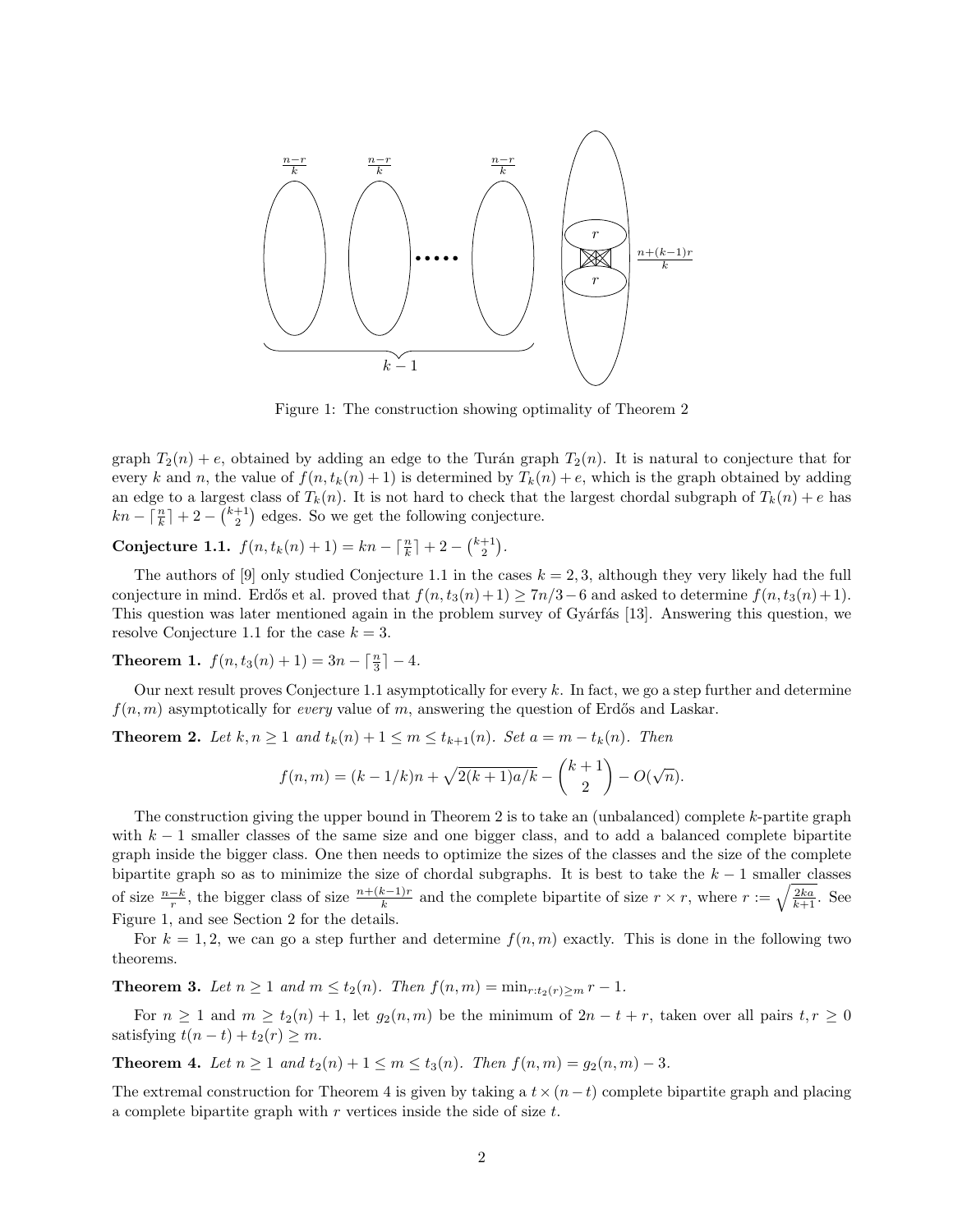Figure 1: The construction showing optimality of Theorem 2

graph $T_2(n) + e$, obtained by adding an edge to the Turán graph $T_2(n)$. It is natural to conjecture that for every $k$ and $n$, the value of $f(n, t_k(n) + 1)$ is determined by $T_k(n) + e$, which is the graph obtained by adding an edge to a largest class of $T_k(n)$. It is not hard to check that the largest chordal subgraph of $T_k(n) + e$ has $kn - \lceil \frac{n}{k} \rceil + 2 - \binom{k+1}{2}$ edges. So we get the following conjecture.

**Conjecture 1.1.** $f(n, t_k(n) + 1) = kn - \lceil \frac{n}{k} \rceil + 2 - \binom{k+1}{2}$.

The authors of [9] only studied Conjecture 1.1 in the cases $k = 2, 3$, although they very likely had the full conjecture in mind. Erdős et al. proved that $f(n, t_3(n)+1) \geq 7n/3 - 6$ and asked to determine $f(n, t_3(n)+1)$. This question was later mentioned again in the problem survey of Gyárfás [13]. Answering this question, we resolve Conjecture 1.1 for the case $k = 3$.

**Theorem 1.** $f(n, t_3(n) + 1) = 3n - \lceil \frac{n}{3} \rceil - 4$.

Our next result proves Conjecture 1.1 asymptotically for every $k$. In fact, we go a step further and determine $f(n, m)$ asymptotically for *every* value of $m$, answering the question of Erdős and Laskar.

**Theorem 2.** *Let $k, n \geq 1$ and $t_k(n) + 1 \leq m \leq t_{k+1}(n)$. Set $a = m - t_k(n)$. Then*

$$f(n, m) = (k - 1/k)n + \sqrt{2(k+1)a/k} - \binom{k+1}{2} - O(\sqrt{n}).$$

The construction giving the upper bound in Theorem 2 is to take an (unbalanced) complete $k$-partite graph with $k - 1$ smaller classes of the same size and one bigger class, and to add a balanced complete bipartite graph inside the bigger class. One then needs to optimize the sizes of the classes and the size of the complete bipartite graph so as to minimize the size of chordal subgraphs. It is best to take the $k - 1$ smaller classes of size $\frac{n-k}{r}$, the bigger class of size $\frac{n+(k-1)r}{k}$ and the complete bipartite of size $r \times r$, where $r := \sqrt{\frac{2ka}{k+1}}$. See Figure 1, and see Section 2 for the details.

For $k = 1, 2$, we can go a step further and determine $f(n, m)$ exactly. This is done in the following two theorems.

**Theorem 3.** *Let $n \geq 1$ and $m \leq t_2(n)$. Then $f(n, m) = \min_{r: t_2(r) \geq m} r - 1$.*

For $n \geq 1$ and $m \geq t_2(n) + 1$, let $g_2(n, m)$ be the minimum of $2n - t + r$, taken over all pairs $t, r \geq 0$ satisfying $t(n - t) + t_2(r) \geq m$.

**Theorem 4.** *Let $n \geq 1$ and $t_2(n) + 1 \leq m \leq t_3(n)$. Then $f(n, m) = g_2(n, m) - 3$.*

The extremal construction for Theorem 4 is given by taking a $t \times (n - t)$ complete bipartite graph and placing a complete bipartite graph with $r$ vertices inside the side of size $t$.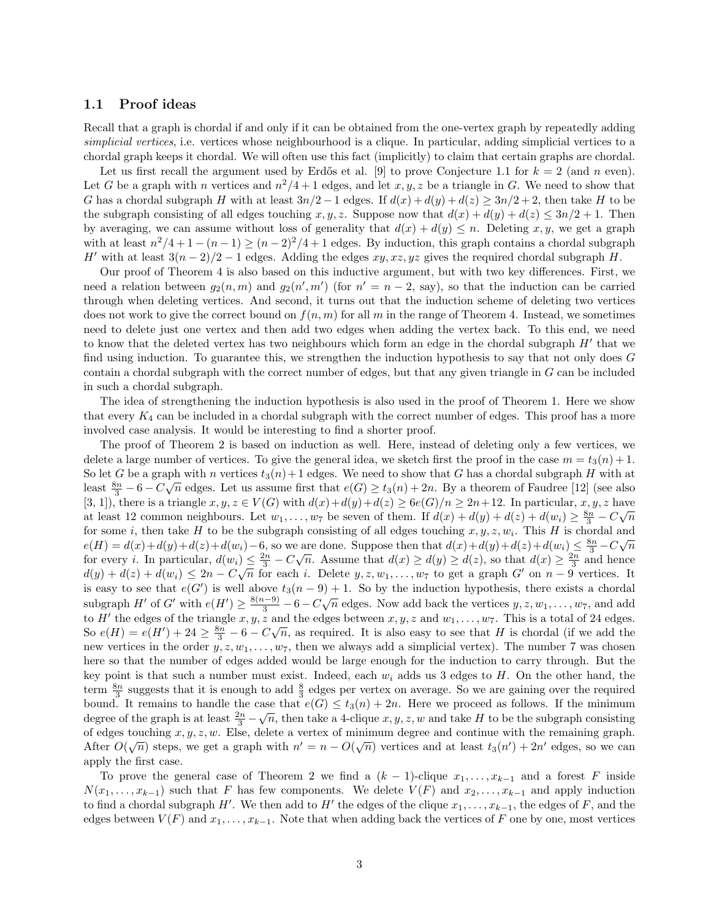### 1.1 Proof ideas

Recall that a graph is chordal if and only if it can be obtained from the one-vertex graph by repeatedly adding *simplicial vertices*, i.e. vertices whose neighbourhood is a clique. In particular, adding simplicial vertices to a chordal graph keeps it chordal. We will often use this fact (implicitly) to claim that certain graphs are chordal.

Let us first recall the argument used by Erdős et al. [9] to prove Conjecture 1.1 for $k = 2$ (and $n$ even). Let $G$ be a graph with $n$ vertices and $n^2/4 + 1$ edges, and let $x, y, z$ be a triangle in $G$. We need to show that $G$ has a chordal subgraph $H$ with at least $3n/2 - 1$ edges. If $d(x) + d(y) + d(z) \geq 3n/2 + 2$, then take $H$ to be the subgraph consisting of all edges touching $x, y, z$. Suppose now that $d(x) + d(y) + d(z) \leq 3n/2 + 1$. Then by averaging, we can assume without loss of generality that $d(x) + d(y) \leq n$. Deleting $x, y$, we get a graph with at least $n^2/4 + 1 - (n - 1) \geq (n - 2)^2/4 + 1$ edges. By induction, this graph contains a chordal subgraph $H'$ with at least $3(n - 2)/2 - 1$ edges. Adding the edges $xy, xz, yz$ gives the required chordal subgraph $H$.

Our proof of Theorem 4 is also based on this inductive argument, but with two key differences. First, we need a relation between $g_2(n, m)$ and $g_2(n', m')$ (for $n' = n - 2$, say), so that the induction can be carried through when deleting vertices. And second, it turns out that the induction scheme of deleting two vertices does not work to give the correct bound on $f(n, m)$ for all $m$ in the range of Theorem 4. Instead, we sometimes need to delete just one vertex and then add two edges when adding the vertex back. To this end, we need to know that the deleted vertex has two neighbours which form an edge in the chordal subgraph $H'$ that we find using induction. To guarantee this, we strengthen the induction hypothesis to say that not only does $G$ contain a chordal subgraph with the correct number of edges, but that any given triangle in $G$ can be included in such a chordal subgraph.

The idea of strengthening the induction hypothesis is also used in the proof of Theorem 1. Here we show that every $K_4$ can be included in a chordal subgraph with the correct number of edges. This proof has a more involved case analysis. It would be interesting to find a shorter proof.

The proof of Theorem 2 is based on induction as well. Here, instead of deleting only a few vertices, we delete a large number of vertices. To give the general idea, we sketch first the proof in the case $m = t_3(n) + 1$. So let $G$ be a graph with $n$ vertices $t_3(n) + 1$ edges. We need to show that $G$ has a chordal subgraph $H$ with at least $\frac{8n}{3} - 6 - C\sqrt{n}$ edges. Let us assume first that $e(G) \geq t_3(n) + 2n$. By a theorem of Faudree [12] (see also [3, 1]), there is a triangle $x, y, z \in V(G)$ with $d(x) + d(y) + d(z) \geq 6e(G)/n \geq 2n + 12$. In particular, $x, y, z$ have at least 12 common neighbours. Let $w_1, \dots, w_7$ be seven of them. If $d(x) + d(y) + d(z) + d(w_i) \geq \frac{8n}{3} - C\sqrt{n}$ for some $i$, then take $H$ to be the subgraph consisting of all edges touching $x, y, z, w_i$. This $H$ is chordal and $e(H) = d(x) + d(y) + d(z) + d(w_i) - 6$, so we are done. Suppose then that $d(x) + d(y) + d(z) + d(w_i) \leq \frac{8n}{3} - C\sqrt{n}$ for every $i$. In particular, $d(w_i) \leq \frac{2n}{3} - C\sqrt{n}$. Assume that $d(x) \geq d(y) \geq d(z)$, so that $d(x) \geq \frac{2n}{3}$ and hence $d(y) + d(z) + d(w_i) \leq 2n - C\sqrt{n}$ for each $i$. Delete $y, z, w_1, \dots, w_7$ to get a graph $G'$ on $n - 9$ vertices. It is easy to see that $e(G')$ is well above $t_3(n - 9) + 1$. So by the induction hypothesis, there exists a chordal subgraph $H'$ of $G'$ with $e(H') \geq \frac{8(n-9)}{3} - 6 - C\sqrt{n}$ edges. Now add back the vertices $y, z, w_1, \dots, w_7$, and add to $H'$ the edges of the triangle $x, y, z$ and the edges between $x, y, z$ and $w_1, \dots, w_7$. This is a total of 24 edges. So $e(H) = e(H') + 24 \geq \frac{8n}{3} - 6 - C\sqrt{n}$, as required. It is also easy to see that $H$ is chordal (if we add the new vertices in the order $y, z, w_1, \dots, w_7$, then we always add a simplicial vertex). The number 7 was chosen here so that the number of edges added would be large enough for the induction to carry through. But the key point is that such a number must exist. Indeed, each $w_i$ adds us 3 edges to $H$. On the other hand, the term $\frac{8n}{3}$ suggests that it is enough to add $\frac{8}{3}$ edges per vertex on average. So we are gaining over the required bound. It remains to handle the case that $e(G) \leq t_3(n) + 2n$. Here we proceed as follows. If the minimum degree of the graph is at least $\frac{2n}{3} - \sqrt{n}$, then take a 4-clique $x, y, z, w$ and take $H$ to be the subgraph consisting of edges touching $x, y, z, w$. Else, delete a vertex of minimum degree and continue with the remaining graph. After $O(\sqrt{n})$ steps, we get a graph with $n' = n - O(\sqrt{n})$ vertices and at least $t_3(n') + 2n'$ edges, so we can apply the first case.

To prove the general case of Theorem 2 we find a $(k-1)$-clique $x_1, \dots, x_{k-1}$ and a forest $F$ inside $N(x_1, \dots, x_{k-1})$ such that $F$ has few components. We delete $V(F)$ and $x_2, \dots, x_{k-1}$ and apply induction to find a chordal subgraph $H'$. We then add to $H'$ the edges of the clique $x_1, \dots, x_{k-1}$, the edges of $F$, and the edges between $V(F)$ and $x_1, \dots, x_{k-1}$. Note that when adding back the vertices of $F$ one by one, most vertices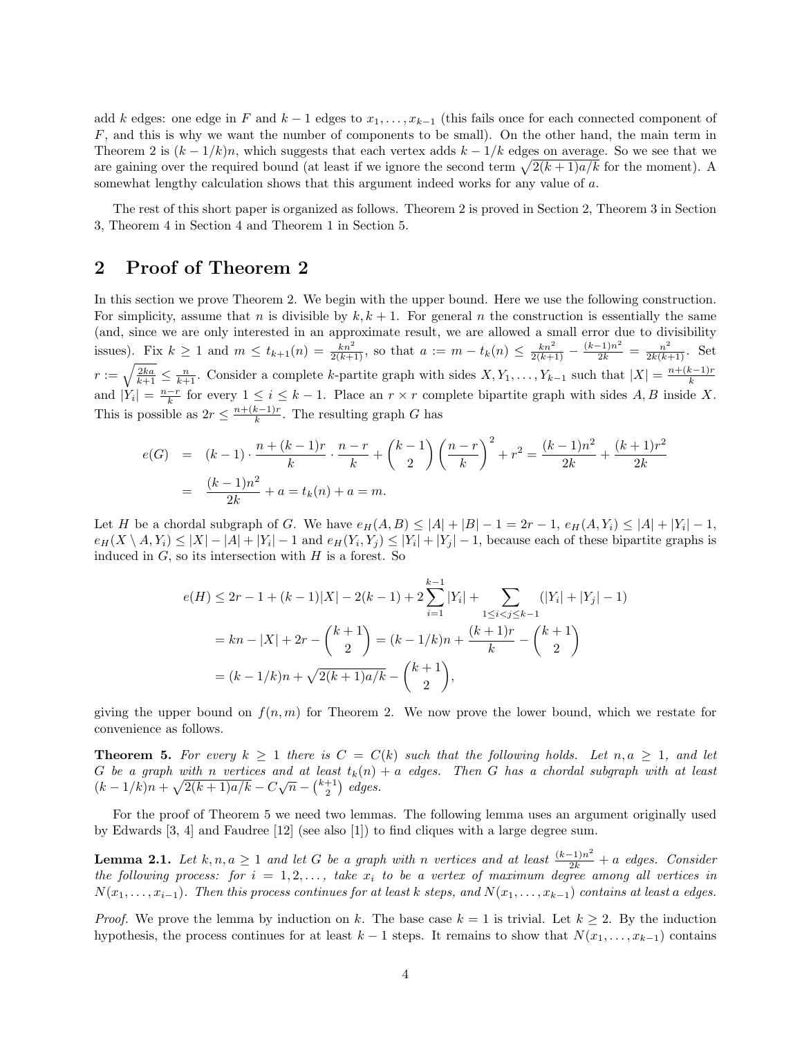add $k$ edges: one edge in $F$ and $k-1$ edges to $x_1, \dots, x_{k-1}$ (this fails once for each connected component of $F$, and this is why we want the number of components to be small). On the other hand, the main term in Theorem 2 is $(k-1/k)n$, which suggests that each vertex adds $k-1/k$ edges on average. So we see that we are gaining over the required bound (at least if we ignore the second term $\sqrt{2(k+1)a/k}$ for the moment). A somewhat lengthy calculation shows that this argument indeed works for any value of $a$.

The rest of this short paper is organized as follows. Theorem 2 is proved in Section 2, Theorem 3 in Section 3, Theorem 4 in Section 4 and Theorem 1 in Section 5.

## 2 Proof of Theorem 2

In this section we prove Theorem 2. We begin with the upper bound. Here we use the following construction. For simplicity, assume that $n$ is divisible by $k, k+1$. For general $n$ the construction is essentially the same (and, since we are only interested in an approximate result, we are allowed a small error due to divisibility issues). Fix $k \geq 1$ and $m \leq t_{k+1}(n) = \frac{kn^2}{2(k+1)}$, so that $a := m - t_k(n) \leq \frac{kn^2}{2(k+1)} - \frac{(k-1)n^2}{2k} = \frac{n^2}{2k(k+1)}$. Set $r := \sqrt{\frac{2ka}{k+1}} \leq \frac{n}{k+1}$. Consider a complete $k$-partite graph with sides $X, Y_1, \dots, Y_{k-1}$ such that $|X| = \frac{n+(k-1)r}{k}$ and $|Y_i| = \frac{n-r}{k}$ for every $1 \leq i \leq k-1$. Place an $r \times r$ complete bipartite graph with sides $A, B$ inside $X$. This is possible as $2r \leq \frac{n+(k-1)r}{k}$. The resulting graph $G$ has

$$
\begin{aligned}
e(G) &= (k-1) \cdot \frac{n+(k-1)r}{k} \cdot \frac{n-r}{k} + \binom{k-1}{2}\left(\frac{n-r}{k}\right)^2 + r^2 = \frac{(k-1)n^2}{2k} + \frac{(k+1)r^2}{2k} \\
&= \frac{(k-1)n^2}{2k} + a = t_k(n) + a = m.
\end{aligned}
$$

Let $H$ be a chordal subgraph of $G$. We have $e_H(A,B) \leq |A| + |B| - 1 = 2r - 1$, $e_H(A, Y_i) \leq |A| + |Y_i| - 1$, $e_H(X \setminus A, Y_i) \leq |X| - |A| + |Y_i| - 1$ and $e_H(Y_i, Y_j) \leq |Y_i| + |Y_j| - 1$, because each of these bipartite graphs is induced in $G$, so its intersection with $H$ is a forest. So

$$
\begin{aligned}
e(H) &\leq 2r - 1 + (k-1)|X| - 2(k-1) + 2\sum_{i=1}^{k-1} |Y_i| + \sum_{1 \leq i < j \leq k-1} (|Y_i| + |Y_j| - 1) \\
&= kn - |X| + 2r - \binom{k+1}{2} = (k - 1/k)n + \frac{(k+1)r}{k} - \binom{k+1}{2} \\
&= (k-1/k)n + \sqrt{2(k+1)a/k} - \binom{k+1}{2},
\end{aligned}
$$

giving the upper bound on $f(n,m)$ for Theorem 2. We now prove the lower bound, which we restate for convenience as follows.

**Theorem 5.** *For every $k \geq 1$ there is $C = C(k)$ such that the following holds. Let $n, a \geq 1$, and let $G$ be a graph with $n$ vertices and at least $t_k(n) + a$ edges. Then $G$ has a chordal subgraph with at least $(k-1/k)n + \sqrt{2(k+1)a/k} - C\sqrt{n} - \binom{k+1}{2}$ edges.*

For the proof of Theorem 5 we need two lemmas. The following lemma uses an argument originally used by Edwards [3, 4] and Faudree [12] (see also [1]) to find cliques with a large degree sum.

**Lemma 2.1.** *Let $k, n, a \geq 1$ and let $G$ be a graph with $n$ vertices and at least $\frac{(k-1)n^2}{2k} + a$ edges. Consider the following process: for $i = 1, 2, \dots$, take $x_i$ to be a vertex of maximum degree among all vertices in $N(x_1, \dots, x_{i-1})$. Then this process continues for at least $k$ steps, and $N(x_1, \dots, x_{k-1})$ contains at least $a$ edges.*

*Proof.* We prove the lemma by induction on $k$. The base case $k = 1$ is trivial. Let $k \geq 2$. By the induction hypothesis, the process continues for at least $k-1$ steps. It remains to show that $N(x_1, \dots, x_{k-1})$ contains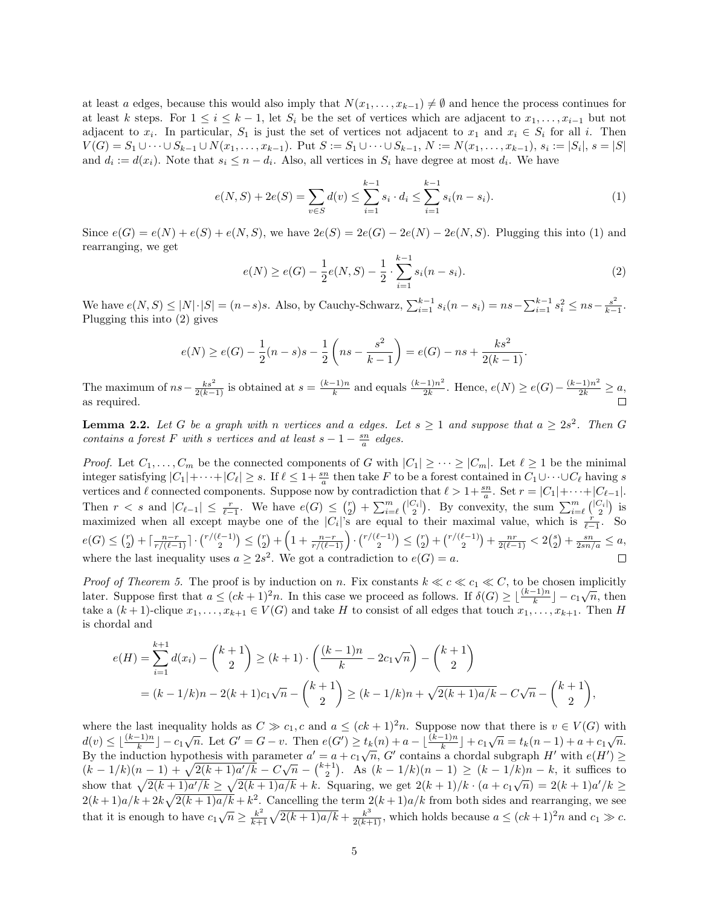at least $a$ edges, because this would also imply that $N(x_1,\dots,x_{k-1}) \neq \emptyset$ and hence the process continues for at least $k$ steps. For $1 \le i \le k-1$, let $S_i$ be the set of vertices which are adjacent to $x_1,\dots,x_{i-1}$ but not adjacent to $x_i$. In particular, $S_1$ is just the set of vertices not adjacent to $x_1$ and $x_i \in S_i$ for all $i$. Then $V(G) = S_1 \cup \dots \cup S_{k-1} \cup N(x_1,\dots,x_{k-1})$. Put $S := S_1 \cup \dots \cup S_{k-1}$, $N := N(x_1,\dots,x_{k-1})$, $s_i := |S_i|$, $s = |S|$ and $d_i := d(x_i)$. Note that $s_i \le n - d_i$. Also, all vertices in $S_i$ have degree at most $d_i$. We have

$$e(N,S) + 2e(S) = \sum_{v \in S} d(v) \le \sum_{i=1}^{k-1} s_i \cdot d_i \le \sum_{i=1}^{k-1} s_i(n-s_i). \tag{1}$$

Since $e(G) = e(N) + e(S) + e(N,S)$, we have $2e(S) = 2e(G) - 2e(N) - 2e(N,S)$. Plugging this into (1) and rearranging, we get

$$e(N) \ge e(G) - \frac{1}{2}e(N,S) - \frac{1}{2}\cdot\sum_{i=1}^{k-1} s_i(n-s_i). \tag{2}$$

We have $e(N,S) \le |N|\cdot|S| = (n-s)s$. Also, by Cauchy-Schwarz, $\sum_{i=1}^{k-1} s_i(n-s_i) = ns - \sum_{i=1}^{k-1} s_i^2 \le ns - \frac{s^2}{k-1}$. Plugging this into (2) gives

$$e(N) \ge e(G) - \frac{1}{2}(n-s)s - \frac{1}{2}\left(ns - \frac{s^2}{k-1}\right) = e(G) - ns + \frac{ks^2}{2(k-1)}.$$

The maximum of $ns - \frac{ks^2}{2(k-1)}$ is obtained at $s = \frac{(k-1)n}{k}$ and equals $\frac{(k-1)n^2}{2k}$. Hence, $e(N) \ge e(G) - \frac{(k-1)n^2}{2k} \ge a$, as required. $\square$

**Lemma 2.2.** *Let $G$ be a graph with $n$ vertices and $a$ edges. Let $s \ge 1$ and suppose that $a \ge 2s^2$. Then $G$ contains a forest $F$ with $s$ vertices and at least $s - 1 - \frac{sn}{a}$ edges.*

*Proof.* Let $C_1,\dots,C_m$ be the connected components of $G$ with $|C_1| \ge \dots \ge |C_m|$. Let $\ell \ge 1$ be the minimal integer satisfying $|C_1| + \dots + |C_\ell| \ge s$. If $\ell \le 1 + \frac{sn}{a}$ then take $F$ to be a forest contained in $C_1 \cup \dots \cup C_\ell$ having $s$ vertices and $\ell$ connected components. Suppose now by contradiction that $\ell > 1 + \frac{sn}{a}$. Set $r = |C_1| + \dots + |C_{\ell-1}|$. Then $r < s$ and $|C_{\ell-1}| \le \frac{r}{\ell-1}$. We have $e(G) \le \binom{r}{2} + \sum_{i=\ell}^m \binom{|C_i|}{2}$. By convexity, the sum $\sum_{i=\ell}^m \binom{|C_i|}{2}$ is maximized when all except maybe one of the $|C_i|$'s are equal to their maximal value, which is $\frac{r}{\ell-1}$. So $e(G) \le \binom{r}{2} + \lceil \frac{n-r}{r/(\ell-1)} \rceil \cdot \binom{r/(\ell-1)}{2} \le \binom{r}{2} + \left(1 + \frac{n-r}{r/(\ell-1)}\right)\cdot\binom{r/(\ell-1)}{2} \le \binom{r}{2} + \binom{r/(\ell-1)}{2} + \frac{nr}{2(\ell-1)} < 2\binom{s}{2} + \frac{sn}{2sn/a} \le a$, where the last inequality uses $a \ge 2s^2$. We got a contradiction to $e(G) = a$. $\square$

*Proof of Theorem 5.* The proof is by induction on $n$. Fix constants $k \ll c \ll c_1 \ll C$, to be chosen implicitly later. Suppose first that $a \le (ck+1)^2 n$. In this case we proceed as follows. If $\delta(G) \ge \lfloor \frac{(k-1)n}{k} \rfloor - c_1\sqrt{n}$, then take a $(k+1)$-clique $x_1,\dots,x_{k+1} \in V(G)$ and take $H$ to consist of all edges that touch $x_1,\dots,x_{k+1}$. Then $H$ is chordal and

$$\begin{aligned} e(H) &= \sum_{i=1}^{k+1} d(x_i) - \binom{k+1}{2} \ge (k+1)\cdot\left(\frac{(k-1)n}{k} - 2c_1\sqrt{n}\right) - \binom{k+1}{2} \\ &= (k-1/k)n - 2(k+1)c_1\sqrt{n} - \binom{k+1}{2} \ge (k-1/k)n + \sqrt{2(k+1)a/k} - C\sqrt{n} - \binom{k+1}{2}, \end{aligned}$$

where the last inequality holds as $C \gg c_1, c$ and $a \le (ck+1)^2 n$. Suppose now that there is $v \in V(G)$ with $d(v) \le \lfloor \frac{(k-1)n}{k} \rfloor - c_1\sqrt{n}$. Let $G' = G - v$. Then $e(G') \ge t_k(n) + a - \lfloor \frac{(k-1)n}{k} \rfloor + c_1\sqrt{n} = t_k(n-1) + a + c_1\sqrt{n}$. By the induction hypothesis with parameter $a' = a + c_1\sqrt{n}$, $G'$ contains a chordal subgraph $H'$ with $e(H') \ge (k-1/k)(n-1) + \sqrt{2(k+1)a'/k} - C\sqrt{n} - \binom{k+1}{2}$. As $(k-1/k)(n-1) \ge (k-1/k)n - k$, it suffices to show that $\sqrt{2(k+1)a'/k} \ge \sqrt{2(k+1)a/k} + k$. Squaring, we get $2(k+1)/k \cdot (a + c_1\sqrt{n}) = 2(k+1)a'/k \ge 2(k+1)a/k + 2k\sqrt{2(k+1)a/k} + k^2$. Cancelling the term $2(k+1)a/k$ from both sides and rearranging, we see that it is enough to have $c_1\sqrt{n} \ge \frac{k^2}{k+1}\sqrt{2(k+1)a/k} + \frac{k^3}{2(k+1)}$, which holds because $a \le (ck+1)^2 n$ and $c_1 \gg c$.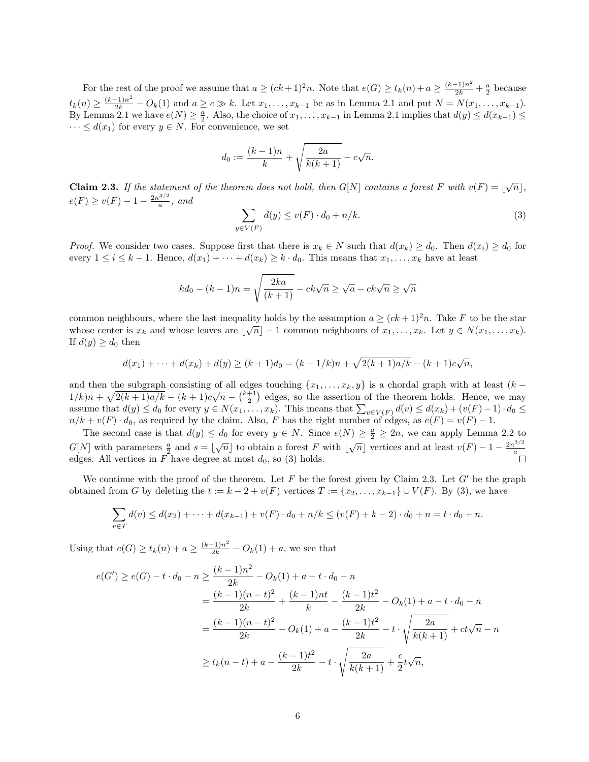For the rest of the proof we assume that $a \geq (ck+1)^2 n$. Note that $e(G) \geq t_k(n) + a \geq \frac{(k-1)n^2}{2k} + \frac{a}{2}$ because $t_k(n) \geq \frac{(k-1)n^2}{2k} - O_k(1)$ and $a \geq c \gg k$. Let $x_1, \dots, x_{k-1}$ be as in Lemma 2.1 and put $N = N(x_1, \dots, x_{k-1})$. By Lemma 2.1 we have $e(N) \geq \frac{a}{2}$. Also, the choice of $x_1, \dots, x_{k-1}$ in Lemma 2.1 implies that $d(y) \leq d(x_{k-1}) \leq \dots \leq d(x_1)$ for every $y \in N$. For convenience, we set

$$d_0 := \frac{(k-1)n}{k} + \sqrt{\frac{2a}{k(k+1)}} - c\sqrt{n}.$$

**Claim 2.3.** *If the statement of the theorem does not hold, then $G[N]$ contains a forest $F$ with $v(F) = \lfloor \sqrt{n} \rfloor$, $e(F) \geq v(F) - 1 - \frac{2n^{3/2}}{a}$, and*

$$\sum_{y \in V(F)} d(y) \leq v(F) \cdot d_0 + n/k. \tag{3}$$

*Proof.* We consider two cases. Suppose first that there is $x_k \in N$ such that $d(x_k) \geq d_0$. Then $d(x_i) \geq d_0$ for every $1 \leq i \leq k-1$. Hence, $d(x_1) + \dots + d(x_k) \geq k \cdot d_0$. This means that $x_1, \dots, x_k$ have at least

$$kd_0 - (k-1)n = \sqrt{\frac{2ka}{(k+1)}} - ck\sqrt{n} \geq \sqrt{a} - ck\sqrt{n} \geq \sqrt{n}$$

common neighbours, where the last inequality holds by the assumption $a \geq (ck+1)^2 n$. Take $F$ to be the star whose center is $x_k$ and whose leaves are $\lfloor \sqrt{n} \rfloor - 1$ common neighbours of $x_1, \dots, x_k$. Let $y \in N(x_1, \dots, x_k)$. If $d(y) \geq d_0$ then

$$d(x_1) + \dots + d(x_k) + d(y) \geq (k+1)d_0 = (k - 1/k)n + \sqrt{2(k+1)a/k} - (k+1)c\sqrt{n},$$

and then the subgraph consisting of all edges touching $\{x_1, \dots, x_k, y\}$ is a chordal graph with at least $(k - 1/k)n + \sqrt{2(k+1)a/k} - (k+1)c\sqrt{n} - \binom{k+1}{2}$ edges, so the assertion of the theorem holds. Hence, we may assume that $d(y) \leq d_0$ for every $y \in N(x_1, \dots, x_k)$. This means that $\sum_{v \in V(F)} d(v) \leq d(x_k) + (v(F) - 1) \cdot d_0 \leq n/k + v(F) \cdot d_0$, as required by the claim. Also, $F$ has the right number of edges, as $e(F) = v(F) - 1$.

The second case is that $d(y) \leq d_0$ for every $y \in N$. Since $e(N) \geq \frac{a}{2} \geq 2n$, we can apply Lemma 2.2 to $G[N]$ with parameters $\frac{a}{2}$ and $s = \lfloor \sqrt{n} \rfloor$ to obtain a forest $F$ with $\lfloor \sqrt{n} \rfloor$ vertices and at least $v(F) - 1 - \frac{2n^{3/2}}{a}$ edges. All vertices in $F$ have degree at most $d_0$, so (3) holds. $\square$

We continue with the proof of the theorem. Let $F$ be the forest given by Claim 2.3. Let $G'$ be the graph obtained from $G$ by deleting the $t := k - 2 + v(F)$ vertices $T := \{x_2, \dots, x_{k-1}\} \cup V(F)$. By (3), we have

$$\sum_{v \in T} d(v) \leq d(x_2) + \dots + d(x_{k-1}) + v(F) \cdot d_0 + n/k \leq (v(F) + k - 2) \cdot d_0 + n = t \cdot d_0 + n.$$

Using that $e(G) \geq t_k(n) + a \geq \frac{(k-1)n^2}{2k} - O_k(1) + a$, we see that

$$\begin{aligned}
e(G') \geq e(G) - t \cdot d_0 - n &\geq \frac{(k-1)n^2}{2k} - O_k(1) + a - t \cdot d_0 - n \\
&= \frac{(k-1)(n-t)^2}{2k} + \frac{(k-1)nt}{k} - \frac{(k-1)t^2}{2k} - O_k(1) + a - t \cdot d_0 - n \\
&= \frac{(k-1)(n-t)^2}{2k} - O_k(1) + a - \frac{(k-1)t^2}{2k} - t \cdot \sqrt{\frac{2a}{k(k+1)}} + ct\sqrt{n} - n \\
&\geq t_k(n-t) + a - \frac{(k-1)t^2}{2k} - t \cdot \sqrt{\frac{2a}{k(k+1)}} + \frac{c}{2}t\sqrt{n},
\end{aligned}$$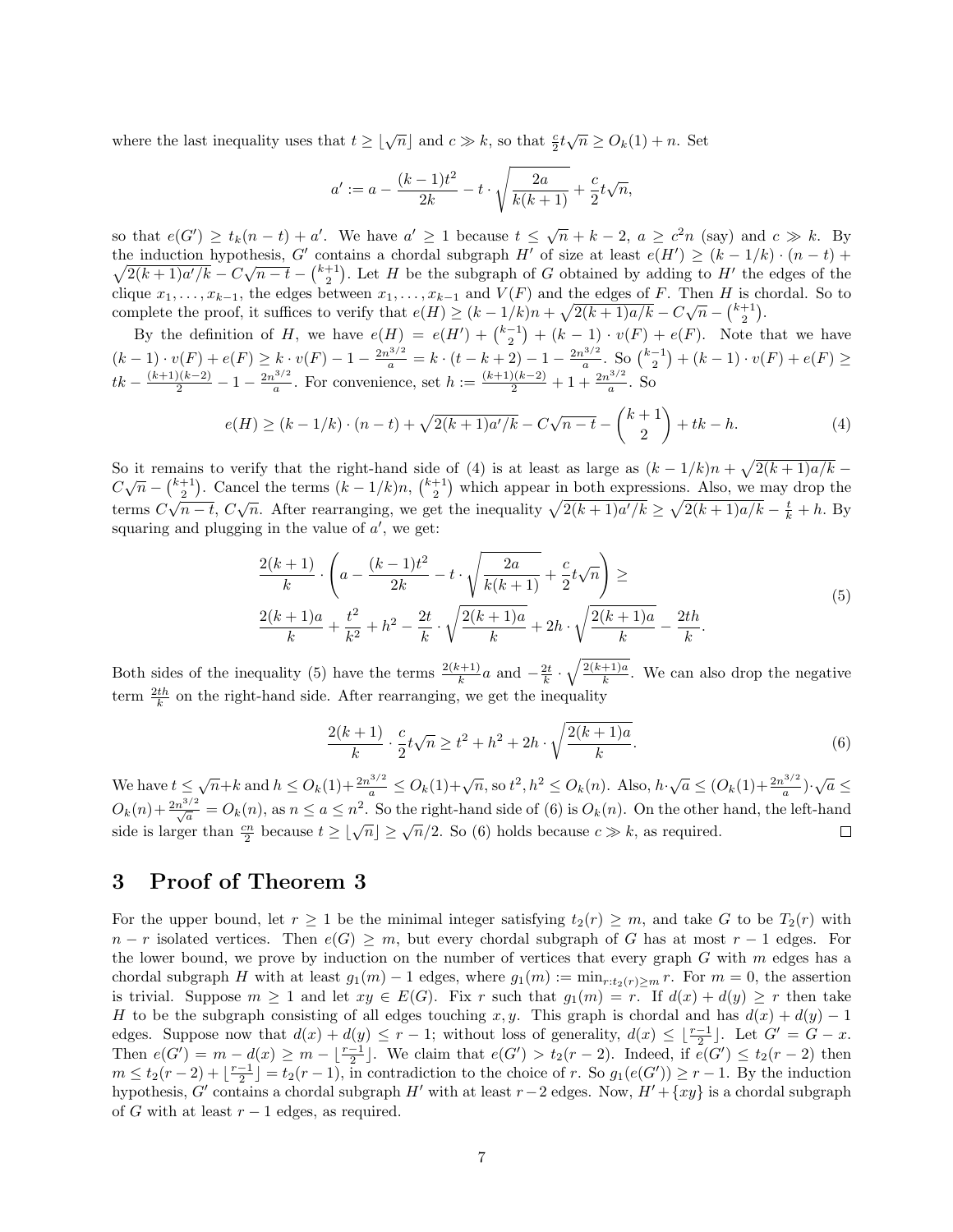where the last inequality uses that $t \geq \lfloor \sqrt{n} \rfloor$ and $c \gg k$, so that $\frac{c}{2}t\sqrt{n} \geq O_k(1) + n$. Set

$$a' := a - \frac{(k-1)t^2}{2k} - t \cdot \sqrt{\frac{2a}{k(k+1)}} + \frac{c}{2}t\sqrt{n},$$

so that $e(G') \geq t_k(n-t) + a'$. We have $a' \geq 1$ because $t \leq \sqrt{n} + k - 2$, $a \geq c^2 n$ (say) and $c \gg k$. By the induction hypothesis, $G'$ contains a chordal subgraph $H'$ of size at least $e(H') \geq (k - 1/k) \cdot (n-t) + \sqrt{2(k+1)a'/k} - C\sqrt{n-t} - \binom{k+1}{2}$. Let $H$ be the subgraph of $G$ obtained by adding to $H'$ the edges of the clique $x_1, \dots, x_{k-1}$, the edges between $x_1, \dots, x_{k-1}$ and $V(F)$ and the edges of $F$. Then $H$ is chordal. So to complete the proof, it suffices to verify that $e(H) \geq (k-1/k)n + \sqrt{2(k+1)a/k} - C\sqrt{n} - \binom{k+1}{2}$.

By the definition of $H$, we have $e(H) = e(H') + \binom{k-1}{2} + (k-1) \cdot v(F) + e(F)$. Note that we have $(k-1) \cdot v(F) + e(F) \geq k \cdot v(F) - 1 - \frac{2n^{3/2}}{a} = k \cdot (t - k + 2) - 1 - \frac{2n^{3/2}}{a}$. So $\binom{k-1}{2} + (k-1) \cdot v(F) + e(F) \geq tk - \frac{(k+1)(k-2)}{2} - 1 - \frac{2n^{3/2}}{a}$. For convenience, set $h := \frac{(k+1)(k-2)}{2} + 1 + \frac{2n^{3/2}}{a}$. So

$$e(H) \geq (k - 1/k) \cdot (n-t) + \sqrt{2(k+1)a'/k} - C\sqrt{n-t} - \binom{k+1}{2} + tk - h. \tag{4}$$

So it remains to verify that the right-hand side of (4) is at least as large as $(k-1/k)n + \sqrt{2(k+1)a/k} - C\sqrt{n} - \binom{k+1}{2}$. Cancel the terms $(k-1/k)n$, $\binom{k+1}{2}$ which appear in both expressions. Also, we may drop the terms $C\sqrt{n-t}$, $C\sqrt{n}$. After rearranging, we get the inequality $\sqrt{2(k+1)a'/k} \geq \sqrt{2(k+1)a/k} - \frac{t}{k} + h$. By squaring and plugging in the value of $a'$, we get:

$$\begin{aligned}
&\frac{2(k+1)}{k} \cdot \left( a - \frac{(k-1)t^2}{2k} - t \cdot \sqrt{\frac{2a}{k(k+1)}} + \frac{c}{2}t\sqrt{n} \right) \geq \\
&\frac{2(k+1)a}{k} + \frac{t^2}{k^2} + h^2 - \frac{2t}{k} \cdot \sqrt{\frac{2(k+1)a}{k}} + 2h \cdot \sqrt{\frac{2(k+1)a}{k}} - \frac{2th}{k}.
\end{aligned} \tag{5}$$

Both sides of the inequality (5) have the terms $\frac{2(k+1)}{k}a$ and $-\frac{2t}{k} \cdot \sqrt{\frac{2(k+1)a}{k}}$. We can also drop the negative term $\frac{2th}{k}$ on the right-hand side. After rearranging, we get the inequality

$$\frac{2(k+1)}{k} \cdot \frac{c}{2}t\sqrt{n} \geq t^2 + h^2 + 2h \cdot \sqrt{\frac{2(k+1)a}{k}}. \tag{6}$$

We have $t \leq \sqrt{n} + k$ and $h \leq O_k(1) + \frac{2n^{3/2}}{a} \leq O_k(1) + \sqrt{n}$, so $t^2, h^2 \leq O_k(n)$. Also, $h \cdot \sqrt{a} \leq (O_k(1) + \frac{2n^{3/2}}{a}) \cdot \sqrt{a} \leq O_k(n) + \frac{2n^{3/2}}{\sqrt{a}} = O_k(n)$, as $n \leq a \leq n^2$. So the right-hand side of (6) is $O_k(n)$. On the other hand, the left-hand side is larger than $\frac{cn}{2}$ because $t \geq \lfloor \sqrt{n} \rfloor \geq \sqrt{n}/2$. So (6) holds because $c \gg k$, as required. $\square$

# 3 Proof of Theorem 3

For the upper bound, let $r \geq 1$ be the minimal integer satisfying $t_2(r) \geq m$, and take $G$ to be $T_2(r)$ with $n - r$ isolated vertices. Then $e(G) \geq m$, but every chordal subgraph of $G$ has at most $r - 1$ edges. For the lower bound, we prove by induction on the number of vertices that every graph $G$ with $m$ edges has a chordal subgraph $H$ with at least $g_1(m) - 1$ edges, where $g_1(m) := \min_{r : t_2(r) \geq m} r$. For $m = 0$, the assertion is trivial. Suppose $m \geq 1$ and let $xy \in E(G)$. Fix $r$ such that $g_1(m) = r$. If $d(x) + d(y) \geq r$ then take $H$ to be the subgraph consisting of all edges touching $x, y$. This graph is chordal and has $d(x) + d(y) - 1$ edges. Suppose now that $d(x) + d(y) \leq r - 1$; without loss of generality, $d(x) \leq \lfloor \frac{r-1}{2} \rfloor$. Let $G' = G - x$. Then $e(G') = m - d(x) \geq m - \lfloor \frac{r-1}{2} \rfloor$. We claim that $e(G') > t_2(r-2)$. Indeed, if $e(G') \leq t_2(r-2)$ then $m \leq t_2(r-2) + \lfloor \frac{r-1}{2} \rfloor = t_2(r-1)$, in contradiction to the choice of $r$. So $g_1(e(G')) \geq r - 1$. By the induction hypothesis, $G'$ contains a chordal subgraph $H'$ with at least $r - 2$ edges. Now, $H' + \{xy\}$ is a chordal subgraph of $G$ with at least $r - 1$ edges, as required.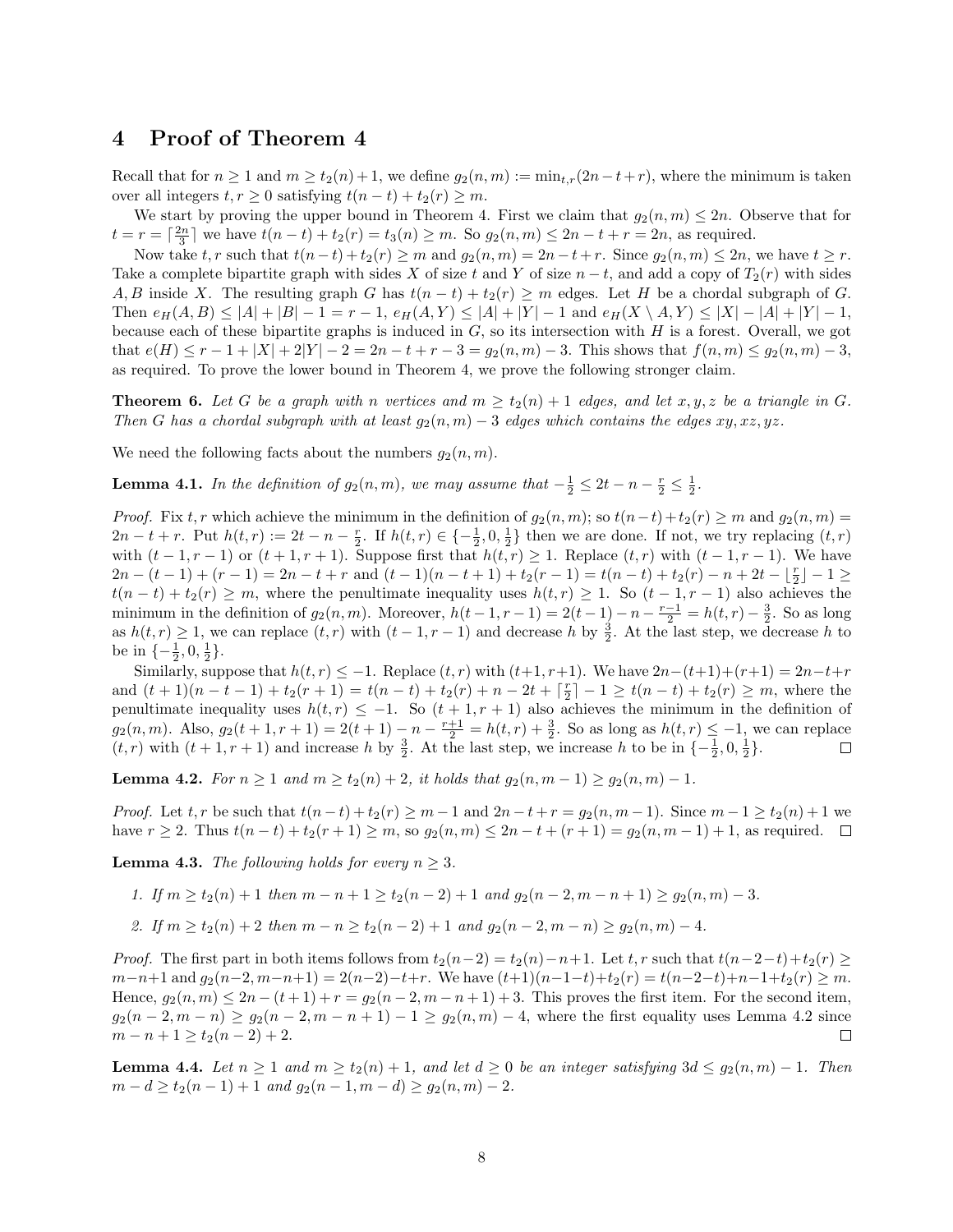## 4 Proof of Theorem 4

Recall that for $n \geq 1$ and $m \geq t_2(n)+1$, we define $g_2(n,m) := \min_{t,r}(2n-t+r)$, where the minimum is taken over all integers $t, r \geq 0$ satisfying $t(n-t)+t_2(r) \geq m$.

We start by proving the upper bound in Theorem 4. First we claim that $g_2(n,m) \leq 2n$. Observe that for $t = r = \lceil \frac{2n}{3} \rceil$ we have $t(n-t)+t_2(r) = t_3(n) \geq m$. So $g_2(n,m) \leq 2n - t + r = 2n$, as required.

Now take $t, r$ such that $t(n-t)+t_2(r) \geq m$ and $g_2(n,m) = 2n-t+r$. Since $g_2(n,m) \leq 2n$, we have $t \geq r$. Take a complete bipartite graph with sides $X$ of size $t$ and $Y$ of size $n-t$, and add a copy of $T_2(r)$ with sides $A, B$ inside $X$. The resulting graph $G$ has $t(n-t)+t_2(r) \geq m$ edges. Let $H$ be a chordal subgraph of $G$. Then $e_H(A,B) \leq |A|+|B|-1 = r-1$, $e_H(A,Y) \leq |A|+|Y|-1$ and $e_H(X \setminus A, Y) \leq |X|-|A|+|Y|-1$, because each of these bipartite graphs is induced in $G$, so its intersection with $H$ is a forest. Overall, we got that $e(H) \leq r-1+|X|+2|Y|-2 = 2n-t+r-3 = g_2(n,m)-3$. This shows that $f(n,m) \leq g_2(n,m)-3$, as required. To prove the lower bound in Theorem 4, we prove the following stronger claim.

**Theorem 6.** *Let $G$ be a graph with $n$ vertices and $m \geq t_2(n)+1$ edges, and let $x, y, z$ be a triangle in $G$. Then $G$ has a chordal subgraph with at least $g_2(n,m)-3$ edges which contains the edges $xy, xz, yz$.*

We need the following facts about the numbers $g_2(n,m)$.

**Lemma 4.1.** *In the definition of $g_2(n,m)$, we may assume that $-\frac{1}{2} \leq 2t - n - \frac{r}{2} \leq \frac{1}{2}$.*

*Proof.* Fix $t, r$ which achieve the minimum in the definition of $g_2(n,m)$; so $t(n-t)+t_2(r) \geq m$ and $g_2(n,m) = 2n-t+r$. Put $h(t,r) := 2t - n - \frac{r}{2}$. If $h(t,r) \in \{-\frac{1}{2}, 0, \frac{1}{2}\}$ then we are done. If not, we try replacing $(t,r)$ with $(t-1, r-1)$ or $(t+1, r+1)$. Suppose first that $h(t,r) \geq 1$. Replace $(t,r)$ with $(t-1,r-1)$. We have $2n-(t-1)+(r-1) = 2n-t+r$ and $(t-1)(n-t+1)+t_2(r-1) = t(n-t)+t_2(r)-n+2t-\lfloor \frac{r}{2} \rfloor - 1 \geq t(n-t)+t_2(r) \geq m$, where the penultimate inequality uses $h(t,r) \geq 1$. So $(t-1, r-1)$ also achieves the minimum in the definition of $g_2(n,m)$. Moreover, $h(t-1,r-1) = 2(t-1) - n - \frac{r-1}{2} = h(t,r) - \frac{3}{2}$. So as long as $h(t,r) \geq 1$, we can replace $(t,r)$ with $(t-1,r-1)$ and decrease $h$ by $\frac{3}{2}$. At the last step, we decrease $h$ to be in $\{-\frac{1}{2}, 0, \frac{1}{2}\}$.

Similarly, suppose that $h(t,r) \leq -1$. Replace $(t,r)$ with $(t+1,r+1)$. We have $2n-(t+1)+(r+1) = 2n-t+r$ and $(t+1)(n-t-1)+t_2(r+1) = t(n-t)+t_2(r)+n-2t+\lceil \frac{r}{2} \rceil - 1 \geq t(n-t)+t_2(r) \geq m$, where the penultimate inequality uses $h(t,r) \leq -1$. So $(t+1,r+1)$ also achieves the minimum in the definition of $g_2(n,m)$. Also, $g_2(t+1,r+1) = 2(t+1) - n - \frac{r+1}{2} = h(t,r) + \frac{3}{2}$. So as long as $h(t,r) \leq -1$, we can replace $(t,r)$ with $(t+1,r+1)$ and increase $h$ by $\frac{3}{2}$. At the last step, we increase $h$ to be in $\{-\frac{1}{2}, 0, \frac{1}{2}\}$. $\square$

**Lemma 4.2.** *For $n \geq 1$ and $m \geq t_2(n)+2$, it holds that $g_2(n,m-1) \geq g_2(n,m)-1$.*

*Proof.* Let $t, r$ be such that $t(n-t)+t_2(r) \geq m-1$ and $2n-t+r = g_2(n,m-1)$. Since $m-1 \geq t_2(n)+1$ we have $r \geq 2$. Thus $t(n-t)+t_2(r+1) \geq m$, so $g_2(n,m) \leq 2n-t+(r+1) = g_2(n,m-1)+1$, as required. $\square$

**Lemma 4.3.** *The following holds for every $n \geq 3$.*

1. *If $m \geq t_2(n)+1$ then $m-n+1 \geq t_2(n-2)+1$ and $g_2(n-2, m-n+1) \geq g_2(n,m)-3$.*
2. *If $m \geq t_2(n)+2$ then $m-n \geq t_2(n-2)+1$ and $g_2(n-2, m-n) \geq g_2(n,m)-4$.*

*Proof.* The first part in both items follows from $t_2(n-2) = t_2(n)-n+1$. Let $t, r$ such that $t(n-2-t)+t_2(r) \geq m-n+1$ and $g_2(n-2, m-n+1) = 2(n-2)-t+r$. We have $(t+1)(n-1-t)+t_2(r) = t(n-2-t)+n-1+t_2(r) \geq m$. Hence, $g_2(n,m) \leq 2n-(t+1)+r = g_2(n-2,m-n+1)+3$. This proves the first item. For the second item, $g_2(n-2,m-n) \geq g_2(n-2,m-n+1)-1 \geq g_2(n,m)-4$, where the first equality uses Lemma 4.2 since $m-n+1 \geq t_2(n-2)+2$. $\square$

**Lemma 4.4.** *Let $n \geq 1$ and $m \geq t_2(n)+1$, and let $d \geq 0$ be an integer satisfying $3d \leq g_2(n,m)-1$. Then $m-d \geq t_2(n-1)+1$ and $g_2(n-1,m-d) \geq g_2(n,m)-2$.*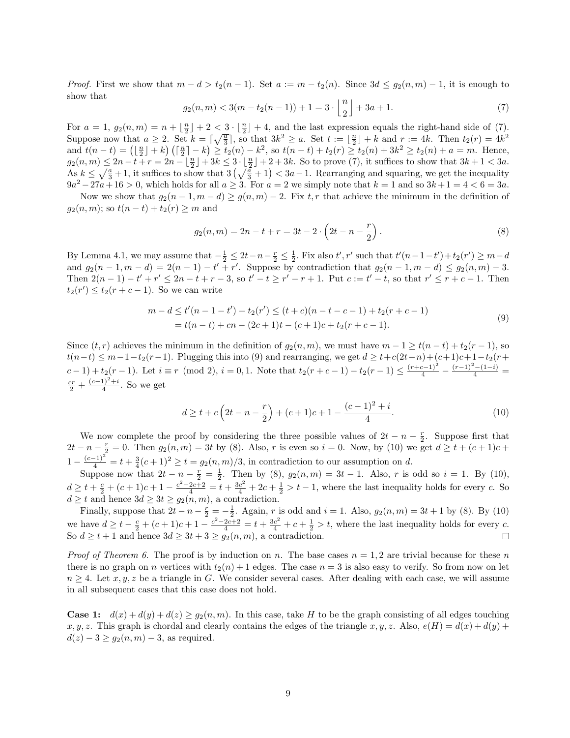*Proof.* First we show that $m - d > t_2(n-1)$. Set $a := m - t_2(n)$. Since $3d \le g_2(n,m) - 1$, it is enough to show that

$$g_2(n,m) < 3(m - t_2(n-1)) + 1 = 3 \cdot \left\lfloor \frac{n}{2} \right\rfloor + 3a + 1. \tag{7}$$

For $a = 1$, $g_2(n,m) = n + \lfloor \frac{n}{2} \rfloor + 2 < 3 \cdot \lfloor \frac{n}{2} \rfloor + 4$, and the last expression equals the right-hand side of (7). Suppose now that $a \ge 2$. Set $k = \lceil \sqrt{\frac{a}{3}} \rceil$, so that $3k^2 \ge a$. Set $t := \lfloor \frac{n}{2} \rfloor + k$ and $r := 4k$. Then $t_2(r) = 4k^2$ and $t(n-t) = \left(\lfloor \frac{n}{2} \rfloor + k\right)\left(\lceil \frac{n}{2} \rceil - k\right) \ge t_2(n) - k^2$, so $t(n-t) + t_2(r) \ge t_2(n) + 3k^2 \ge t_2(n) + a = m$. Hence, $g_2(n,m) \le 2n - t + r = 2n - \lfloor \frac{n}{2} \rfloor + 3k \le 3 \cdot \lfloor \frac{n}{2} \rfloor + 2 + 3k$. So to prove (7), it suffices to show that $3k + 1 < 3a$. As $k \le \sqrt{\frac{a}{3}} + 1$, it suffices to show that $3\left(\sqrt{\frac{a}{3}} + 1\right) < 3a - 1$. Rearranging and squaring, we get the inequality $9a^2 - 27a + 16 > 0$, which holds for all $a \ge 3$. For $a = 2$ we simply note that $k = 1$ and so $3k + 1 = 4 < 6 = 3a$.

Now we show that $g_2(n-1, m-d) \ge g(n,m) - 2$. Fix $t, r$ that achieve the minimum in the definition of $g_2(n,m)$; so $t(n-t) + t_2(r) \ge m$ and

$$g_2(n,m) = 2n - t + r = 3t - 2 \cdot \left(2t - n - \frac{r}{2}\right). \tag{8}$$

By Lemma 4.1, we may assume that $-\frac{1}{2} \le 2t - n - \frac{r}{2} \le \frac{1}{2}$. Fix also $t', r'$ such that $t'(n-1-t') + t_2(r') \ge m - d$ and $g_2(n-1, m-d) = 2(n-1) - t' + r'$. Suppose by contradiction that $g_2(n-1, m-d) \le g_2(n,m) - 3$. Then $2(n-1) - t' + r' \le 2n - t + r - 3$, so $t' - t \ge r' - r + 1$. Put $c := t' - t$, so that $r' \le r + c - 1$. Then $t_2(r') \le t_2(r + c - 1)$. So we can write

$$\begin{aligned} m - d &\le t'(n-1-t') + t_2(r') \le (t+c)(n-t-c-1) + t_2(r+c-1) \\ &= t(n-t) + cn - (2c+1)t - (c+1)c + t_2(r+c-1). \end{aligned} \tag{9}$$

Since $(t,r)$ achieves the minimum in the definition of $g_2(n,m)$, we must have $m - 1 \ge t(n-t) + t_2(r-1)$, so $t(n-t) \le m - 1 - t_2(r-1)$. Plugging this into (9) and rearranging, we get $d \ge t + c(2t-n) + (c+1)c + 1 - t_2(r+c-1) + t_2(r-1)$. Let $i \equiv r \pmod 2$, $i = 0, 1$. Note that $t_2(r+c-1) - t_2(r-1) \le \frac{(r+c-1)^2}{4} - \frac{(r-1)^2 - (1-i)}{4} = \frac{cr}{2} + \frac{(c-1)^2 + i}{4}$. So we get

$$d \ge t + c\left(2t - n - \frac{r}{2}\right) + (c+1)c + 1 - \frac{(c-1)^2 + i}{4}. \tag{10}$$

We now complete the proof by considering the three possible values of $2t - n - \frac{r}{2}$. Suppose first that $2t - n - \frac{r}{2} = 0$. Then $g_2(n,m) = 3t$ by (8). Also, $r$ is even so $i = 0$. Now, by (10) we get $d \ge t + (c+1)c + 1 - \frac{(c-1)^2}{4} = t + \frac{3}{4}(c+1)^2 \ge t = g_2(n,m)/3$, in contradiction to our assumption on $d$.

Suppose now that $2t - n - \frac{r}{2} = \frac{1}{2}$. Then by (8), $g_2(n,m) = 3t - 1$. Also, $r$ is odd so $i = 1$. By (10), $d \ge t + \frac{c}{2} + (c+1)c + 1 - \frac{c^2 - 2c + 2}{4} = t + \frac{3c^2}{4} + 2c + \frac{1}{2} > t - 1$, where the last inequality holds for every $c$. So $d \ge t$ and hence $3d \ge 3t \ge g_2(n,m)$, a contradiction.

Finally, suppose that $2t - n - \frac{r}{2} = -\frac{1}{2}$. Again, $r$ is odd and $i = 1$. Also, $g_2(n,m) = 3t + 1$ by (8). By (10) we have $d \ge t - \frac{c}{2} + (c+1)c + 1 - \frac{c^2 - 2c + 2}{4} = t + \frac{3c^2}{4} + c + \frac{1}{2} > t$, where the last inequality holds for every $c$. So $d \ge t + 1$ and hence $3d \ge 3t + 3 \ge g_2(n,m)$, a contradiction. $\square$

*Proof of Theorem 6.* The proof is by induction on $n$. The base cases $n = 1, 2$ are trivial because for these $n$ there is no graph on $n$ vertices with $t_2(n) + 1$ edges. The case $n = 3$ is also easy to verify. So from now on let $n \ge 4$. Let $x, y, z$ be a triangle in $G$. We consider several cases. After dealing with each case, we will assume in all subsequent cases that this case does not hold.

**Case 1:** $d(x) + d(y) + d(z) \ge g_2(n,m)$. In this case, take $H$ to be the graph consisting of all edges touching $x, y, z$. This graph is chordal and clearly contains the edges of the triangle $x, y, z$. Also, $e(H) = d(x) + d(y) + d(z) - 3 \ge g_2(n,m) - 3$, as required.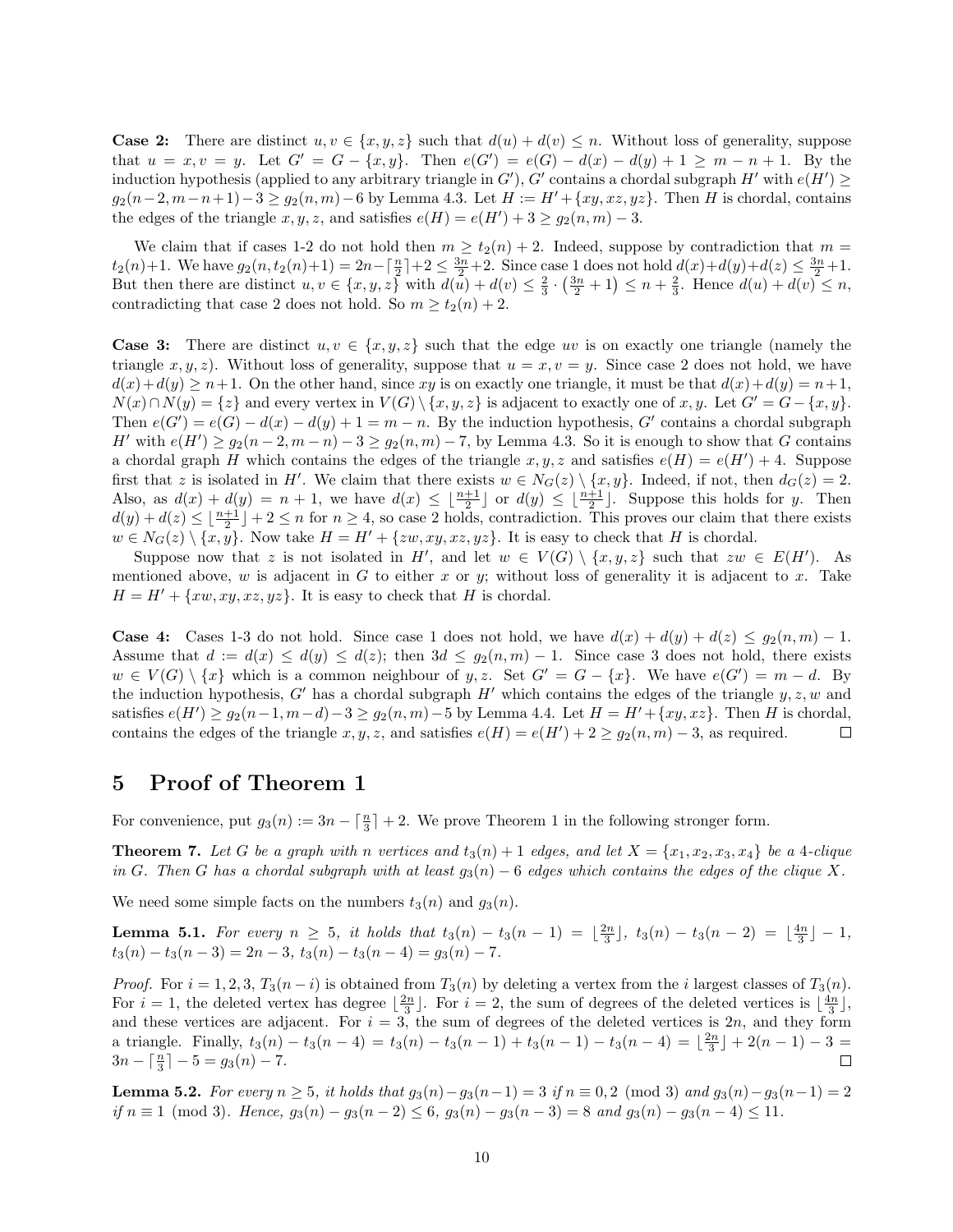**Case 2:** There are distinct $u, v \in \{x, y, z\}$ such that $d(u) + d(v) \leq n$. Without loss of generality, suppose that $u = x, v = y$. Let $G' = G - \{x, y\}$. Then $e(G') = e(G) - d(x) - d(y) + 1 \geq m - n + 1$. By the induction hypothesis (applied to any arbitrary triangle in $G'$), $G'$ contains a chordal subgraph $H'$ with $e(H') \geq g_2(n-2, m-n+1) - 3 \geq g_2(n, m) - 6$ by Lemma 4.3. Let $H := H' + \{xy, xz, yz\}$. Then $H$ is chordal, contains the edges of the triangle $x, y, z$, and satisfies $e(H) = e(H') + 3 \geq g_2(n, m) - 3$.

We claim that if cases 1-2 do not hold then $m \geq t_2(n) + 2$. Indeed, suppose by contradiction that $m = t_2(n) + 1$. We have $g_2(n, t_2(n)+1) = 2n - \lceil \frac{n}{2} \rceil + 2 \leq \frac{3n}{2} + 2$. Since case 1 does not hold $d(x) + d(y) + d(z) \leq \frac{3n}{2} + 1$. But then there are distinct $u, v \in \{x, y, z\}$ with $d(u) + d(v) \leq \frac{2}{3} \cdot \left(\frac{3n}{2} + 1\right) \leq n + \frac{2}{3}$. Hence $d(u) + d(v) \leq n$, contradicting that case 2 does not hold. So $m \geq t_2(n) + 2$.

**Case 3:** There are distinct $u, v \in \{x, y, z\}$ such that the edge $uv$ is on exactly one triangle (namely the triangle $x, y, z$). Without loss of generality, suppose that $u = x, v = y$. Since case 2 does not hold, we have $d(x) + d(y) \geq n + 1$. On the other hand, since $xy$ is on exactly one triangle, it must be that $d(x) + d(y) = n + 1$, $N(x) \cap N(y) = \{z\}$ and every vertex in $V(G) \setminus \{x, y, z\}$ is adjacent to exactly one of $x, y$. Let $G' = G - \{x, y\}$. Then $e(G') = e(G) - d(x) - d(y) + 1 = m - n$. By the induction hypothesis, $G'$ contains a chordal subgraph $H'$ with $e(H') \geq g_2(n-2, m-n) - 3 \geq g_2(n, m) - 7$, by Lemma 4.3. So it is enough to show that $G$ contains a chordal graph $H$ which contains the edges of the triangle $x, y, z$ and satisfies $e(H) = e(H') + 4$. Suppose first that $z$ is isolated in $H'$. We claim that there exists $w \in N_G(z) \setminus \{x, y\}$. Indeed, if not, then $d_G(z) = 2$. Also, as $d(x) + d(y) = n + 1$, we have $d(x) \leq \lfloor \frac{n+1}{2} \rfloor$ or $d(y) \leq \lfloor \frac{n+1}{2} \rfloor$. Suppose this holds for $y$. Then $d(y) + d(z) \leq \lfloor \frac{n+1}{2} \rfloor + 2 \leq n$ for $n \geq 4$, so case 2 holds, contradiction. This proves our claim that there exists $w \in N_G(z) \setminus \{x, y\}$. Now take $H = H' + \{zw, xy, xz, yz\}$. It is easy to check that $H$ is chordal.

Suppose now that $z$ is not isolated in $H'$, and let $w \in V(G) \setminus \{x, y, z\}$ such that $zw \in E(H')$. As mentioned above, $w$ is adjacent in $G$ to either $x$ or $y$; without loss of generality it is adjacent to $x$. Take $H = H' + \{xw, xy, xz, yz\}$. It is easy to check that $H$ is chordal.

**Case 4:** Cases 1-3 do not hold. Since case 1 does not hold, we have $d(x) + d(y) + d(z) \leq g_2(n, m) - 1$. Assume that $d := d(x) \leq d(y) \leq d(z)$; then $3d \leq g_2(n, m) - 1$. Since case 3 does not hold, there exists $w \in V(G) \setminus \{x\}$ which is a common neighbour of $y, z$. Set $G' = G - \{x\}$. We have $e(G') = m - d$. By the induction hypothesis, $G'$ has a chordal subgraph $H'$ which contains the edges of the triangle $y, z, w$ and satisfies $e(H') \geq g_2(n-1, m-d) - 3 \geq g_2(n, m) - 5$ by Lemma 4.4. Let $H = H' + \{xy, xz\}$. Then $H$ is chordal, contains the edges of the triangle $x, y, z$, and satisfies $e(H) = e(H') + 2 \geq g_2(n, m) - 3$, as required. $\square$

# 5 Proof of Theorem 1

For convenience, put $g_3(n) := 3n - \lceil \frac{n}{3} \rceil + 2$. We prove Theorem 1 in the following stronger form.

**Theorem 7.** *Let $G$ be a graph with $n$ vertices and $t_3(n) + 1$ edges, and let $X = \{x_1, x_2, x_3, x_4\}$ be a 4-clique in $G$. Then $G$ has a chordal subgraph with at least $g_3(n) - 6$ edges which contains the edges of the clique $X$.*

We need some simple facts on the numbers $t_3(n)$ and $g_3(n)$.

**Lemma 5.1.** *For every $n \geq 5$, it holds that $t_3(n) - t_3(n-1) = \lfloor \frac{2n}{3} \rfloor$, $t_3(n) - t_3(n-2) = \lfloor \frac{4n}{3} \rfloor - 1$, $t_3(n) - t_3(n-3) = 2n - 3$, $t_3(n) - t_3(n-4) = g_3(n) - 7$.*

*Proof.* For $i = 1, 2, 3$, $T_3(n-i)$ is obtained from $T_3(n)$ by deleting a vertex from the $i$ largest classes of $T_3(n)$. For $i = 1$, the deleted vertex has degree $\lfloor \frac{2n}{3} \rfloor$. For $i = 2$, the sum of degrees of the deleted vertices is $\lfloor \frac{4n}{3} \rfloor$, and these vertices are adjacent. For $i = 3$, the sum of degrees of the deleted vertices is $2n$, and they form a triangle. Finally, $t_3(n) - t_3(n-4) = t_3(n) - t_3(n-1) + t_3(n-1) - t_3(n-4) = \lfloor \frac{2n}{3} \rfloor + 2(n-1) - 3 = 3n - \lceil \frac{n}{3} \rceil - 5 = g_3(n) - 7$. $\square$

**Lemma 5.2.** *For every $n \geq 5$, it holds that $g_3(n) - g_3(n-1) = 3$ if $n \equiv 0, 2 \pmod 3$ and $g_3(n) - g_3(n-1) = 2$ if $n \equiv 1 \pmod 3$. Hence, $g_3(n) - g_3(n-2) \leq 6$, $g_3(n) - g_3(n-3) = 8$ and $g_3(n) - g_3(n-4) \leq 11$.*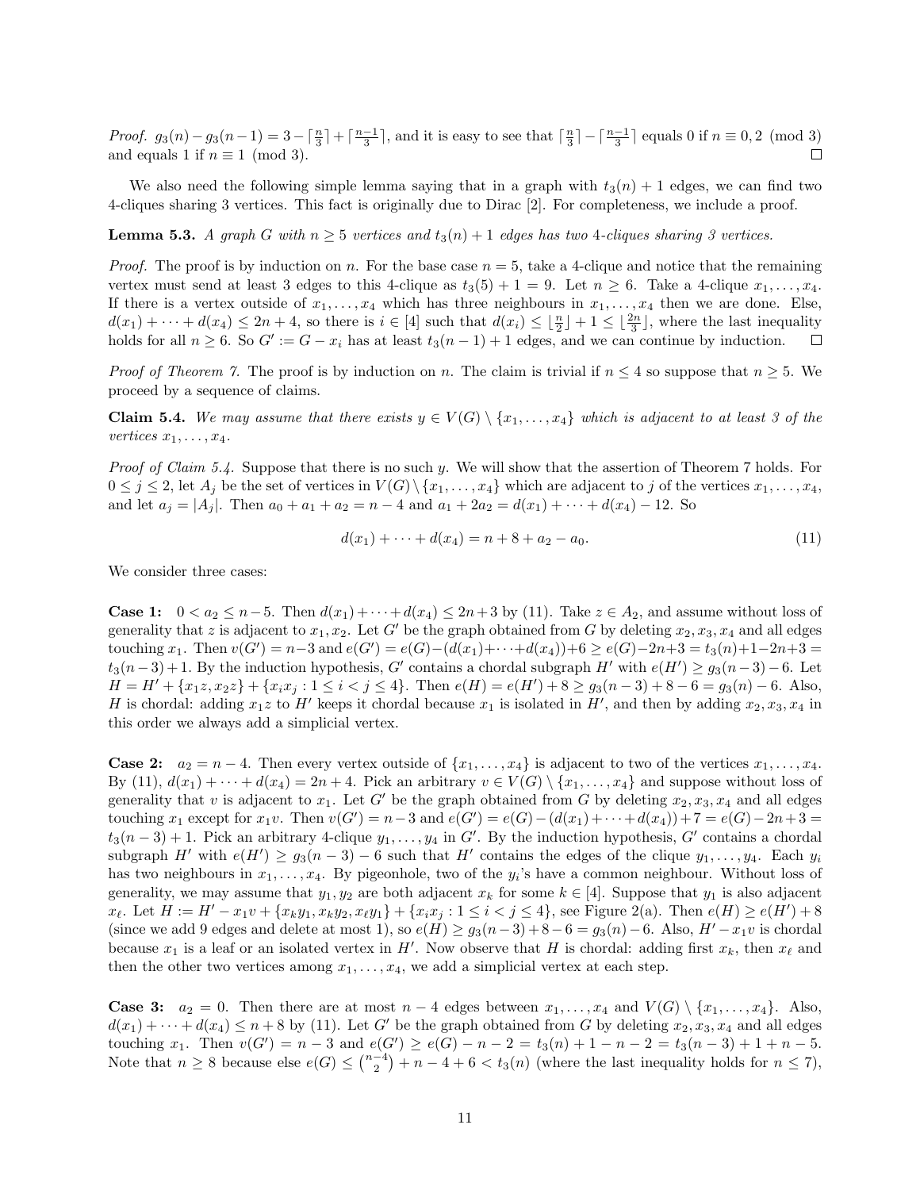*Proof.* $g_3(n) - g_3(n-1) = 3 - \lceil \frac{n}{3} \rceil + \lceil \frac{n-1}{3} \rceil$, and it is easy to see that $\lceil \frac{n}{3} \rceil - \lceil \frac{n-1}{3} \rceil$ equals 0 if $n \equiv 0, 2 \pmod 3$ and equals 1 if $n \equiv 1 \pmod 3$. $\square$

We also need the following simple lemma saying that in a graph with $t_3(n) + 1$ edges, we can find two 4-cliques sharing 3 vertices. This fact is originally due to Dirac [2]. For completeness, we include a proof.

**Lemma 5.3.** *A graph $G$ with $n \geq 5$ vertices and $t_3(n) + 1$ edges has two 4-cliques sharing 3 vertices.*

*Proof.* The proof is by induction on $n$. For the base case $n = 5$, take a 4-clique and notice that the remaining vertex must send at least 3 edges to this 4-clique as $t_3(5) + 1 = 9$. Let $n \geq 6$. Take a 4-clique $x_1, \dots, x_4$. If there is a vertex outside of $x_1, \dots, x_4$ which has three neighbours in $x_1, \dots, x_4$ then we are done. Else, $d(x_1) + \cdots + d(x_4) \leq 2n + 4$, so there is $i \in [4]$ such that $d(x_i) \leq \lfloor \frac{n}{2} \rfloor + 1 \leq \lfloor \frac{2n}{3} \rfloor$, where the last inequality holds for all $n \geq 6$. So $G' := G - x_i$ has at least $t_3(n-1) + 1$ edges, and we can continue by induction. $\square$

*Proof of Theorem 7.* The proof is by induction on $n$. The claim is trivial if $n \leq 4$ so suppose that $n \geq 5$. We proceed by a sequence of claims.

**Claim 5.4.** *We may assume that there exists $y \in V(G) \setminus \{x_1, \dots, x_4\}$ which is adjacent to at least 3 of the vertices $x_1, \dots, x_4$.*

*Proof of Claim 5.4.* Suppose that there is no such $y$. We will show that the assertion of Theorem 7 holds. For $0 \leq j \leq 2$, let $A_j$ be the set of vertices in $V(G) \setminus \{x_1, \dots, x_4\}$ which are adjacent to $j$ of the vertices $x_1, \dots, x_4$, and let $a_j = |A_j|$. Then $a_0 + a_1 + a_2 = n - 4$ and $a_1 + 2a_2 = d(x_1) + \cdots + d(x_4) - 12$. So

$$d(x_1) + \cdots + d(x_4) = n + 8 + a_2 - a_0. \tag{11}$$

We consider three cases:

**Case 1:** $0 < a_2 \leq n - 5$. Then $d(x_1) + \cdots + d(x_4) \leq 2n + 3$ by (11). Take $z \in A_2$, and assume without loss of generality that $z$ is adjacent to $x_1, x_2$. Let $G'$ be the graph obtained from $G$ by deleting $x_2, x_3, x_4$ and all edges touching $x_1$. Then $v(G') = n - 3$ and $e(G') = e(G) - (d(x_1) + \cdots + d(x_4)) + 6 \geq e(G) - 2n + 3 = t_3(n) + 1 - 2n + 3 = t_3(n-3) + 1$. By the induction hypothesis, $G'$ contains a chordal subgraph $H'$ with $e(H') \geq g_3(n-3) - 6$. Let $H = H' + \{x_1 z, x_2 z\} + \{x_i x_j : 1 \leq i < j \leq 4\}$. Then $e(H) = e(H') + 8 \geq g_3(n-3) + 8 - 6 = g_3(n) - 6$. Also, $H$ is chordal: adding $x_1 z$ to $H'$ keeps it chordal because $x_1$ is isolated in $H'$, and then by adding $x_2, x_3, x_4$ in this order we always add a simplicial vertex.

**Case 2:** $a_2 = n - 4$. Then every vertex outside of $\{x_1, \dots, x_4\}$ is adjacent to two of the vertices $x_1, \dots, x_4$. By (11), $d(x_1) + \cdots + d(x_4) = 2n + 4$. Pick an arbitrary $v \in V(G) \setminus \{x_1, \dots, x_4\}$ and suppose without loss of generality that $v$ is adjacent to $x_1$. Let $G'$ be the graph obtained from $G$ by deleting $x_2, x_3, x_4$ and all edges touching $x_1$ except for $x_1 v$. Then $v(G') = n - 3$ and $e(G') = e(G) - (d(x_1) + \cdots + d(x_4)) + 7 = e(G) - 2n + 3 = t_3(n-3) + 1$. Pick an arbitrary 4-clique $y_1, \dots, y_4$ in $G'$. By the induction hypothesis, $G'$ contains a chordal subgraph $H'$ with $e(H') \geq g_3(n-3) - 6$ such that $H'$ contains the edges of the clique $y_1, \dots, y_4$. Each $y_i$ has two neighbours in $x_1, \dots, x_4$. By pigeonhole, two of the $y_i$'s have a common neighbour. Without loss of generality, we may assume that $y_1, y_2$ are both adjacent $x_k$ for some $k \in [4]$. Suppose that $y_1$ is also adjacent $x_\ell$. Let $H := H' - x_1 v + \{x_k y_1, x_k y_2, x_\ell y_1\} + \{x_i x_j : 1 \leq i < j \leq 4\}$, see Figure 2(a). Then $e(H) \geq e(H') + 8$ (since we add 9 edges and delete at most 1), so $e(H) \geq g_3(n-3) + 8 - 6 = g_3(n) - 6$. Also, $H' - x_1 v$ is chordal because $x_1$ is a leaf or an isolated vertex in $H'$. Now observe that $H$ is chordal: adding first $x_k$, then $x_\ell$ and then the other two vertices among $x_1, \dots, x_4$, we add a simplicial vertex at each step.

**Case 3:** $a_2 = 0$. Then there are at most $n - 4$ edges between $x_1, \dots, x_4$ and $V(G) \setminus \{x_1, \dots, x_4\}$. Also, $d(x_1) + \cdots + d(x_4) \leq n + 8$ by (11). Let $G'$ be the graph obtained from $G$ by deleting $x_2, x_3, x_4$ and all edges touching $x_1$. Then $v(G') = n - 3$ and $e(G') \geq e(G) - n - 2 = t_3(n) + 1 - n - 2 = t_3(n-3) + 1 + n - 5$. Note that $n \geq 8$ because else $e(G) \leq \binom{n-4}{2} + n - 4 + 6 < t_3(n)$ (where the last inequality holds for $n \leq 7$),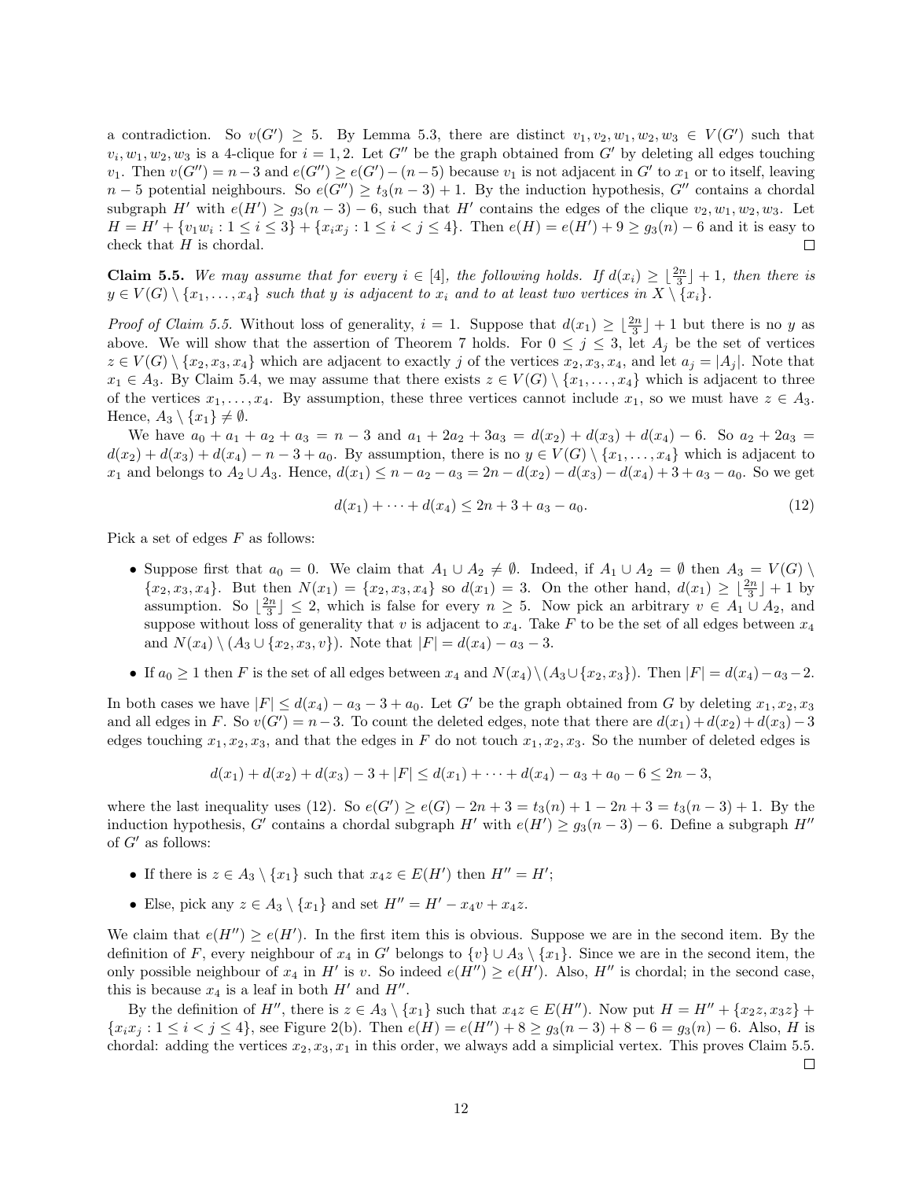a contradiction. So $v(G') \geq 5$. By Lemma 5.3, there are distinct $v_1, v_2, w_1, w_2, w_3 \in V(G')$ such that $v_i, w_1, w_2, w_3$ is a 4-clique for $i = 1, 2$. Let $G''$ be the graph obtained from $G'$ by deleting all edges touching $v_1$. Then $v(G'') = n - 3$ and $e(G'') \geq e(G') - (n-5)$ because $v_1$ is not adjacent in $G'$ to $x_1$ or to itself, leaving $n - 5$ potential neighbours. So $e(G'') \geq t_3(n-3) + 1$. By the induction hypothesis, $G''$ contains a chordal subgraph $H'$ with $e(H') \geq g_3(n-3) - 6$, such that $H'$ contains the edges of the clique $v_2, w_1, w_2, w_3$. Let $H = H' + \{v_1 w_i : 1 \leq i \leq 3\} + \{x_i x_j : 1 \leq i < j \leq 4\}$. Then $e(H) = e(H') + 9 \geq g_3(n) - 6$ and it is easy to check that $H$ is chordal. □

**Claim 5.5.** *We may assume that for every $i \in [4]$, the following holds. If $d(x_i) \geq \lfloor \frac{2n}{3} \rfloor + 1$, then there is $y \in V(G) \setminus \{x_1, \dots, x_4\}$ such that $y$ is adjacent to $x_i$ and to at least two vertices in $X \setminus \{x_i\}$.*

*Proof of Claim 5.5.* Without loss of generality, $i = 1$. Suppose that $d(x_1) \geq \lfloor \frac{2n}{3} \rfloor + 1$ but there is no $y$ as above. We will show that the assertion of Theorem 7 holds. For $0 \leq j \leq 3$, let $A_j$ be the set of vertices $z \in V(G) \setminus \{x_2, x_3, x_4\}$ which are adjacent to exactly $j$ of the vertices $x_2, x_3, x_4$, and let $a_j = |A_j|$. Note that $x_1 \in A_3$. By Claim 5.4, we may assume that there exists $z \in V(G) \setminus \{x_1, \dots, x_4\}$ which is adjacent to three of the vertices $x_1, \dots, x_4$. By assumption, these three vertices cannot include $x_1$, so we must have $z \in A_3$. Hence, $A_3 \setminus \{x_1\} \neq \emptyset$.

We have $a_0 + a_1 + a_2 + a_3 = n - 3$ and $a_1 + 2a_2 + 3a_3 = d(x_2) + d(x_3) + d(x_4) - 6$. So $a_2 + 2a_3 = d(x_2) + d(x_3) + d(x_4) - n - 3 + a_0$. By assumption, there is no $y \in V(G) \setminus \{x_1, \dots, x_4\}$ which is adjacent to $x_1$ and belongs to $A_2 \cup A_3$. Hence, $d(x_1) \leq n - a_2 - a_3 = 2n - d(x_2) - d(x_3) - d(x_4) + 3 + a_3 - a_0$. So we get

$$d(x_1) + \cdots + d(x_4) \leq 2n + 3 + a_3 - a_0. \tag{12}$$

Pick a set of edges $F$ as follows:

- Suppose first that $a_0 = 0$. We claim that $A_1 \cup A_2 \neq \emptyset$. Indeed, if $A_1 \cup A_2 = \emptyset$ then $A_3 = V(G) \setminus \{x_2, x_3, x_4\}$. But then $N(x_1) = \{x_2, x_3, x_4\}$ so $d(x_1) = 3$. On the other hand, $d(x_1) \geq \lfloor \frac{2n}{3} \rfloor + 1$ by assumption. So $\lfloor \frac{2n}{3} \rfloor \leq 2$, which is false for every $n \geq 5$. Now pick an arbitrary $v \in A_1 \cup A_2$, and suppose without loss of generality that $v$ is adjacent to $x_4$. Take $F$ to be the set of all edges between $x_4$ and $N(x_4) \setminus (A_3 \cup \{x_2, x_3, v\})$. Note that $|F| = d(x_4) - a_3 - 3$.
- If $a_0 \geq 1$ then $F$ is the set of all edges between $x_4$ and $N(x_4) \setminus (A_3 \cup \{x_2, x_3\})$. Then $|F| = d(x_4) - a_3 - 2$.

In both cases we have $|F| \leq d(x_4) - a_3 - 3 + a_0$. Let $G'$ be the graph obtained from $G$ by deleting $x_1, x_2, x_3$ and all edges in $F$. So $v(G') = n - 3$. To count the deleted edges, note that there are $d(x_1) + d(x_2) + d(x_3) - 3$ edges touching $x_1, x_2, x_3$, and that the edges in $F$ do not touch $x_1, x_2, x_3$. So the number of deleted edges is

$$d(x_1) + d(x_2) + d(x_3) - 3 + |F| \leq d(x_1) + \cdots + d(x_4) - a_3 + a_0 - 6 \leq 2n - 3,$$

where the last inequality uses (12). So $e(G') \geq e(G) - 2n + 3 = t_3(n) + 1 - 2n + 3 = t_3(n-3) + 1$. By the induction hypothesis, $G'$ contains a chordal subgraph $H'$ with $e(H') \geq g_3(n-3) - 6$. Define a subgraph $H''$ of $G'$ as follows:

- If there is $z \in A_3 \setminus \{x_1\}$ such that $x_4 z \in E(H')$ then $H'' = H'$;
- Else, pick any $z \in A_3 \setminus \{x_1\}$ and set $H'' = H' - x_4 v + x_4 z$.

We claim that $e(H'') \geq e(H')$. In the first item this is obvious. Suppose we are in the second item. By the definition of $F$, every neighbour of $x_4$ in $G'$ belongs to $\{v\} \cup A_3 \setminus \{x_1\}$. Since we are in the second item, the only possible neighbour of $x_4$ in $H'$ is $v$. So indeed $e(H'') \geq e(H')$. Also, $H''$ is chordal; in the second case, this is because $x_4$ is a leaf in both $H'$ and $H''$.

By the definition of $H''$, there is $z \in A_3 \setminus \{x_1\}$ such that $x_4 z \in E(H'')$. Now put $H = H'' + \{x_2 z, x_3 z\} + \{x_i x_j : 1 \leq i < j \leq 4\}$, see Figure 2(b). Then $e(H) = e(H'') + 8 \geq g_3(n-3) + 8 - 6 = g_3(n) - 6$. Also, $H$ is chordal: adding the vertices $x_2, x_3, x_1$ in this order, we always add a simplicial vertex. This proves Claim 5.5. □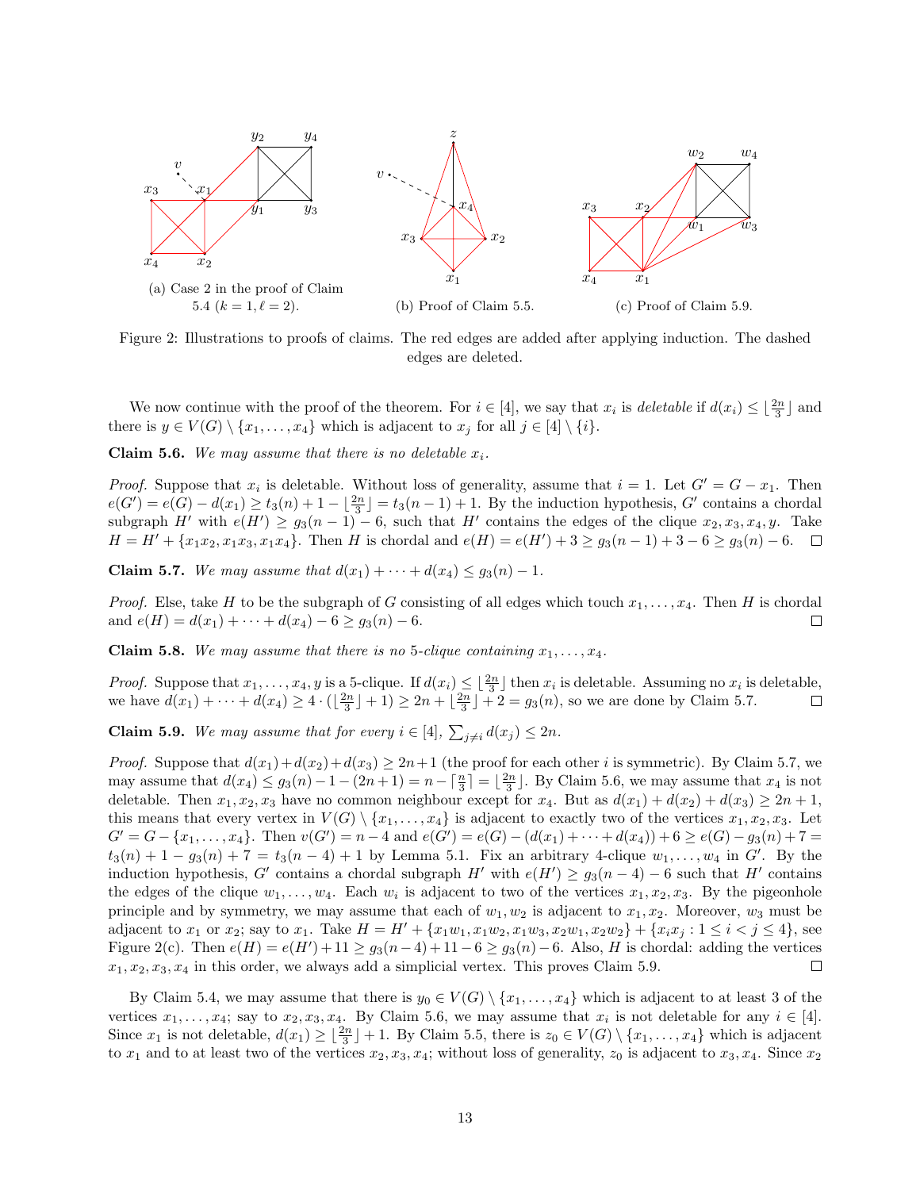(a) Case 2 in the proof of Claim 5.4 ($k = 1, \ell = 2$).

(b) Proof of Claim 5.5.

(c) Proof of Claim 5.9.

Figure 2: Illustrations to proofs of claims. The red edges are added after applying induction. The dashed edges are deleted.

We now continue with the proof of the theorem. For $i \in [4]$, we say that $x_i$ is *deletable* if $d(x_i) \leq \lfloor \frac{2n}{3} \rfloor$ and there is $y \in V(G) \setminus \{x_1, \dots, x_4\}$ which is adjacent to $x_j$ for all $j \in [4] \setminus \{i\}$.

**Claim 5.6.** *We may assume that there is no deletable $x_i$.*

*Proof.* Suppose that $x_i$ is deletable. Without loss of generality, assume that $i = 1$. Let $G' = G - x_1$. Then $e(G') = e(G) - d(x_1) \geq t_3(n) + 1 - \lfloor \frac{2n}{3} \rfloor = t_3(n-1) + 1$. By the induction hypothesis, $G'$ contains a chordal subgraph $H'$ with $e(H') \geq g_3(n-1) - 6$, such that $H'$ contains the edges of the clique $x_2, x_3, x_4, y$. Take $H = H' + \{x_1x_2, x_1x_3, x_1x_4\}$. Then $H$ is chordal and $e(H) = e(H') + 3 \geq g_3(n-1) + 3 - 6 \geq g_3(n) - 6$. □

**Claim 5.7.** *We may assume that $d(x_1) + \cdots + d(x_4) \leq g_3(n) - 1$.*

*Proof.* Else, take $H$ to be the subgraph of $G$ consisting of all edges which touch $x_1, \dots, x_4$. Then $H$ is chordal and $e(H) = d(x_1) + \cdots + d(x_4) - 6 \geq g_3(n) - 6$. □

**Claim 5.8.** *We may assume that there is no 5-clique containing $x_1, \dots, x_4$.*

*Proof.* Suppose that $x_1, \dots, x_4, y$ is a 5-clique. If $d(x_i) \leq \lfloor \frac{2n}{3} \rfloor$ then $x_i$ is deletable. Assuming no $x_i$ is deletable, we have $d(x_1) + \cdots + d(x_4) \geq 4 \cdot (\lfloor \frac{2n}{3} \rfloor + 1) \geq 2n + \lfloor \frac{2n}{3} \rfloor + 2 = g_3(n)$, so we are done by Claim 5.7. □

**Claim 5.9.** *We may assume that for every $i \in [4]$, $\sum_{j \neq i} d(x_j) \leq 2n$.*

*Proof.* Suppose that $d(x_1) + d(x_2) + d(x_3) \geq 2n + 1$ (the proof for each other $i$ is symmetric). By Claim 5.7, we may assume that $d(x_4) \leq g_3(n) - 1 - (2n+1) = n - \lceil \frac{n}{3} \rceil = \lfloor \frac{2n}{3} \rfloor$. By Claim 5.6, we may assume that $x_4$ is not deletable. Then $x_1, x_2, x_3$ have no common neighbour except for $x_4$. But as $d(x_1) + d(x_2) + d(x_3) \geq 2n + 1$, this means that every vertex in $V(G) \setminus \{x_1, \dots, x_4\}$ is adjacent to exactly two of the vertices $x_1, x_2, x_3$. Let $G' = G - \{x_1, \dots, x_4\}$. Then $v(G') = n - 4$ and $e(G') = e(G) - (d(x_1) + \cdots + d(x_4)) + 6 \geq e(G) - g_3(n) + 7 = t_3(n) + 1 - g_3(n) + 7 = t_3(n-4) + 1$ by Lemma 5.1. Fix an arbitrary 4-clique $w_1, \dots, w_4$ in $G'$. By the induction hypothesis, $G'$ contains a chordal subgraph $H'$ with $e(H') \geq g_3(n-4) - 6$ such that $H'$ contains the edges of the clique $w_1, \dots, w_4$. Each $w_i$ is adjacent to two of the vertices $x_1, x_2, x_3$. By the pigeonhole principle and by symmetry, we may assume that each of $w_1, w_2$ is adjacent to $x_1, x_2$. Moreover, $w_3$ must be adjacent to $x_1$ or $x_2$; say to $x_1$. Take $H = H' + \{x_1w_1, x_1w_2, x_1w_3, x_2w_1, x_2w_2\} + \{x_ix_j : 1 \leq i < j \leq 4\}$, see Figure 2(c). Then $e(H) = e(H') + 11 \geq g_3(n-4) + 11 - 6 \geq g_3(n) - 6$. Also, $H$ is chordal: adding the vertices $x_1, x_2, x_3, x_4$ in this order, we always add a simplicial vertex. This proves Claim 5.9. □

By Claim 5.4, we may assume that there is $y_0 \in V(G) \setminus \{x_1, \dots, x_4\}$ which is adjacent to at least 3 of the vertices $x_1, \dots, x_4$; say to $x_2, x_3, x_4$. By Claim 5.6, we may assume that $x_i$ is not deletable for any $i \in [4]$. Since $x_1$ is not deletable, $d(x_1) \geq \lfloor \frac{2n}{3} \rfloor + 1$. By Claim 5.5, there is $z_0 \in V(G) \setminus \{x_1, \dots, x_4\}$ which is adjacent to $x_1$ and to at least two of the vertices $x_2, x_3, x_4$; without loss of generality, $z_0$ is adjacent to $x_3, x_4$. Since $x_2$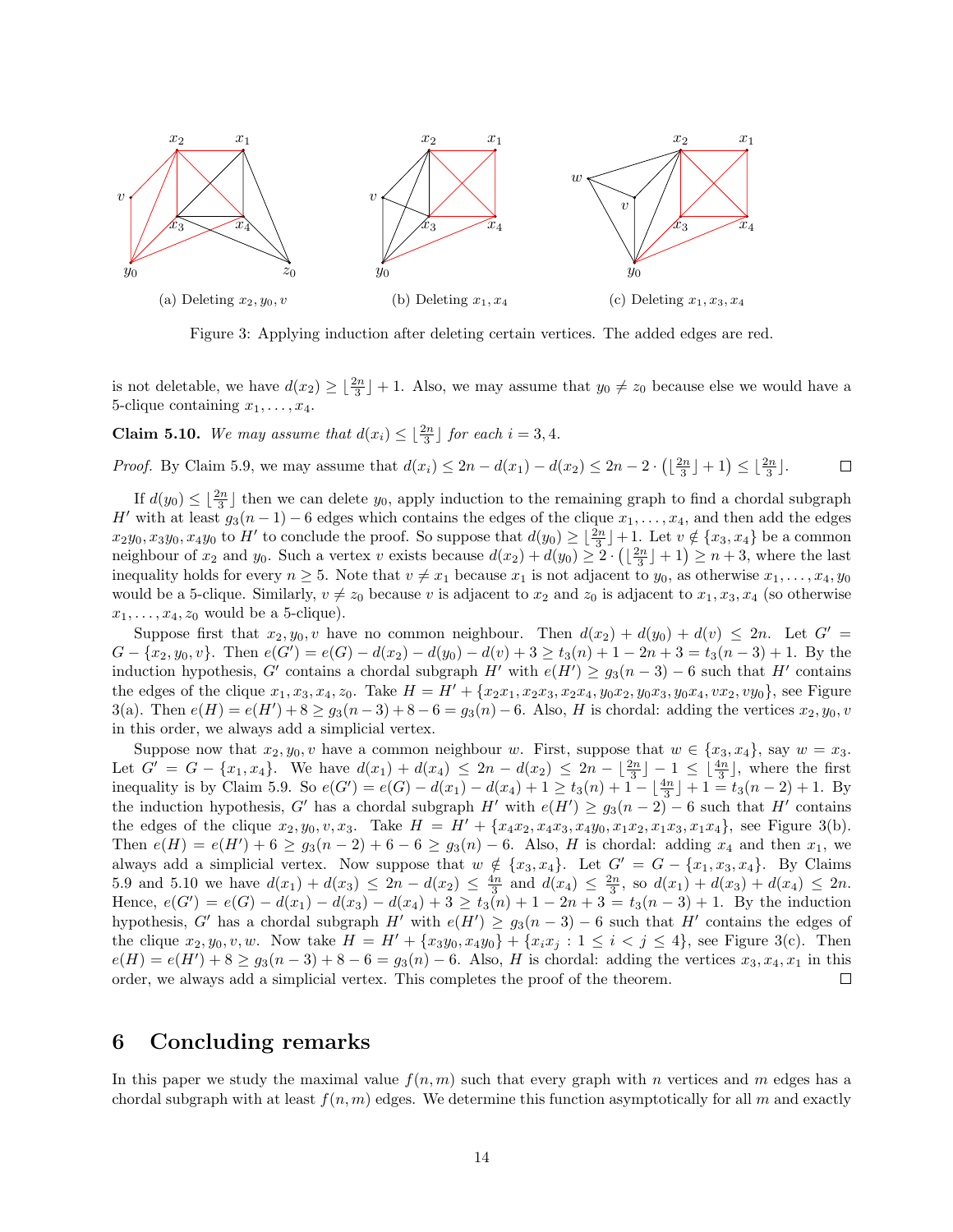(a) Deleting $x_2, y_0, v$

(b) Deleting $x_1, x_4$

(c) Deleting $x_1, x_3, x_4$

Figure 3: Applying induction after deleting certain vertices. The added edges are red.

is not deletable, we have $d(x_2) \geq \lfloor \frac{2n}{3} \rfloor + 1$. Also, we may assume that $y_0 \neq z_0$ because else we would have a 5-clique containing $x_1, \dots, x_4$.

**Claim 5.10.** *We may assume that $d(x_i) \leq \lfloor \frac{2n}{3} \rfloor$ for each $i = 3, 4$.*

*Proof.* By Claim 5.9, we may assume that $d(x_i) \leq 2n - d(x_1) - d(x_2) \leq 2n - 2 \cdot \left( \lfloor \frac{2n}{3} \rfloor + 1 \right) \leq \lfloor \frac{2n}{3} \rfloor$. ◻

If $d(y_0) \leq \lfloor \frac{2n}{3} \rfloor$ then we can delete $y_0$, apply induction to the remaining graph to find a chordal subgraph $H'$ with at least $g_3(n-1) - 6$ edges which contains the edges of the clique $x_1, \dots, x_4$, and then add the edges $x_2y_0, x_3y_0, x_4y_0$ to $H'$ to conclude the proof. So suppose that $d(y_0) \geq \lfloor \frac{2n}{3} \rfloor + 1$. Let $v \notin \{x_3, x_4\}$ be a common neighbour of $x_2$ and $y_0$. Such a vertex $v$ exists because $d(x_2) + d(y_0) \geq 2 \cdot \left( \lfloor \frac{2n}{3} \rfloor + 1 \right) \geq n + 3$, where the last inequality holds for every $n \geq 5$. Note that $v \neq x_1$ because $x_1$ is not adjacent to $y_0$, as otherwise $x_1, \dots, x_4, y_0$ would be a 5-clique. Similarly, $v \neq z_0$ because $v$ is adjacent to $x_2$ and $z_0$ is adjacent to $x_1, x_3, x_4$ (so otherwise $x_1, \dots, x_4, z_0$ would be a 5-clique).

Suppose first that $x_2, y_0, v$ have no common neighbour. Then $d(x_2) + d(y_0) + d(v) \leq 2n$. Let $G' = G - \{x_2, y_0, v\}$. Then $e(G') = e(G) - d(x_2) - d(y_0) - d(v) + 3 \geq t_3(n) + 1 - 2n + 3 = t_3(n-3) + 1$. By the induction hypothesis, $G'$ contains a chordal subgraph $H'$ with $e(H') \geq g_3(n-3) - 6$ such that $H'$ contains the edges of the clique $x_1, x_3, x_4, z_0$. Take $H = H' + \{x_2x_1, x_2x_3, x_2x_4, y_0x_2, y_0x_3, y_0x_4, vx_2, vy_0\}$, see Figure 3(a). Then $e(H) = e(H') + 8 \geq g_3(n-3) + 8 - 6 = g_3(n) - 6$. Also, $H$ is chordal: adding the vertices $x_2, y_0, v$ in this order, we always add a simplicial vertex.

Suppose now that $x_2, y_0, v$ have a common neighbour $w$. First, suppose that $w \in \{x_3, x_4\}$, say $w = x_3$. Let $G' = G - \{x_1, x_4\}$. We have $d(x_1) + d(x_4) \leq 2n - d(x_2) \leq 2n - \lfloor \frac{2n}{3} \rfloor - 1 \leq \lfloor \frac{4n}{3} \rfloor$, where the first inequality is by Claim 5.9. So $e(G') = e(G) - d(x_1) - d(x_4) + 1 \geq t_3(n) + 1 - \lfloor \frac{4n}{3} \rfloor + 1 = t_3(n-2) + 1$. By the induction hypothesis, $G'$ contains a chordal subgraph $H'$ with $e(H') \geq g_3(n-2) - 6$ such that $H'$ contains the edges of the clique $x_2, y_0, v, x_3$. Take $H = H' + \{x_4x_2, x_4x_3, x_4y_0, x_1x_2, x_1x_3, x_1x_4\}$, see Figure 3(b). Then $e(H) = e(H') + 6 \geq g_3(n-2) + 6 - 6 \geq g_3(n) - 6$. Also, $H$ is chordal: adding $x_4$ and then $x_1$, we always add a simplicial vertex. Now suppose that $w \notin \{x_3, x_4\}$. Let $G' = G - \{x_1, x_3, x_4\}$. By Claims 5.9 and 5.10 we have $d(x_1) + d(x_3) \leq 2n - d(x_2) \leq \frac{4n}{3}$ and $d(x_4) \leq \frac{2n}{3}$, so $d(x_1) + d(x_3) + d(x_4) \leq 2n$. Hence, $e(G') = e(G) - d(x_1) - d(x_3) - d(x_4) + 3 \geq t_3(n) + 1 - 2n + 3 = t_3(n-3) + 1$. By the induction hypothesis, $G'$ has a chordal subgraph $H'$ with $e(H') \geq g_3(n-3) - 6$ such that $H'$ contains the edges of the clique $x_2, y_0, v, w$. Now take $H = H' + \{x_3y_0, x_4y_0\} + \{x_ix_j : 1 \leq i < j \leq 4\}$, see Figure 3(c). Then $e(H) = e(H') + 8 \geq g_3(n-3) + 8 - 6 = g_3(n) - 6$. Also, $H$ is chordal: adding the vertices $x_3, x_4, x_1$ in this order, we always add a simplicial vertex. This completes the proof of the theorem. ◻

## 6 Concluding remarks

In this paper we study the maximal value $f(n, m)$ such that every graph with $n$ vertices and $m$ edges has a chordal subgraph with at least $f(n, m)$ edges. We determine this function asymptotically for all $m$ and exactly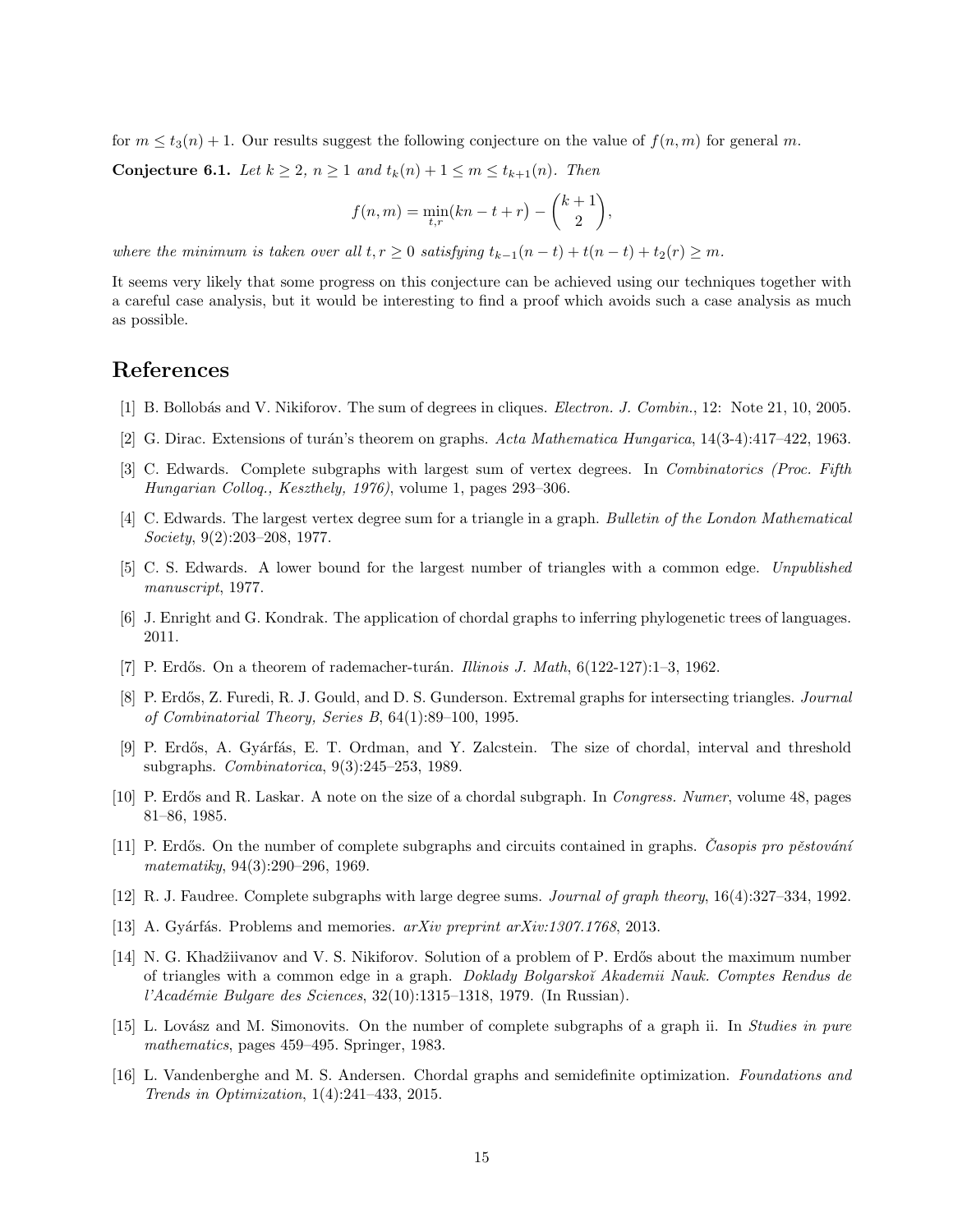for $m \le t_3(n) + 1$. Our results suggest the following conjecture on the value of $f(n, m)$ for general $m$.

**Conjecture 6.1.** *Let $k \ge 2$, $n \ge 1$ and $t_k(n) + 1 \le m \le t_{k+1}(n)$. Then*

$$f(n, m) = \min_{t,r}(kn - t + r) - \binom{k+1}{2},$$

*where the minimum is taken over all $t, r \ge 0$ satisfying $t_{k-1}(n - t) + t(n - t) + t_2(r) \ge m$.*

It seems very likely that some progress on this conjecture can be achieved using our techniques together with a careful case analysis, but it would be interesting to find a proof which avoids such a case analysis as much as possible.

# References

[1] B. Bollobás and V. Nikiforov. The sum of degrees in cliques. *Electron. J. Combin.*, 12: Note 21, 10, 2005.

[2] G. Dirac. Extensions of turán's theorem on graphs. *Acta Mathematica Hungarica*, 14(3-4):417–422, 1963.

[3] C. Edwards. Complete subgraphs with largest sum of vertex degrees. In *Combinatorics (Proc. Fifth Hungarian Colloq., Keszthely, 1976)*, volume 1, pages 293–306.

[4] C. Edwards. The largest vertex degree sum for a triangle in a graph. *Bulletin of the London Mathematical Society*, 9(2):203–208, 1977.

[5] C. S. Edwards. A lower bound for the largest number of triangles with a common edge. *Unpublished manuscript*, 1977.

[6] J. Enright and G. Kondrak. The application of chordal graphs to inferring phylogenetic trees of languages. 2011.

[7] P. Erdős. On a theorem of rademacher-turán. *Illinois J. Math*, 6(122-127):1–3, 1962.

[8] P. Erdős, Z. Furedi, R. J. Gould, and D. S. Gunderson. Extremal graphs for intersecting triangles. *Journal of Combinatorial Theory, Series B*, 64(1):89–100, 1995.

[9] P. Erdős, A. Gyárfás, E. T. Ordman, and Y. Zalcstein. The size of chordal, interval and threshold subgraphs. *Combinatorica*, 9(3):245–253, 1989.

[10] P. Erdős and R. Laskar. A note on the size of a chordal subgraph. In *Congress. Numer*, volume 48, pages 81–86, 1985.

[11] P. Erdős. On the number of complete subgraphs and circuits contained in graphs. *Časopis pro pěstování matematiky*, 94(3):290–296, 1969.

[12] R. J. Faudree. Complete subgraphs with large degree sums. *Journal of graph theory*, 16(4):327–334, 1992.

[13] A. Gyárfás. Problems and memories. *arXiv preprint arXiv:1307.1768*, 2013.

[14] N. G. Khadžiivanov and V. S. Nikiforov. Solution of a problem of P. Erdős about the maximum number of triangles with a common edge in a graph. *Doklady Bolgarskoĭ Akademii Nauk. Comptes Rendus de l'Académie Bulgare des Sciences*, 32(10):1315–1318, 1979. (In Russian).

[15] L. Lovász and M. Simonovits. On the number of complete subgraphs of a graph ii. In *Studies in pure mathematics*, pages 459–495. Springer, 1983.

[16] L. Vandenberghe and M. S. Andersen. Chordal graphs and semidefinite optimization. *Foundations and Trends in Optimization*, 1(4):241–433, 2015.